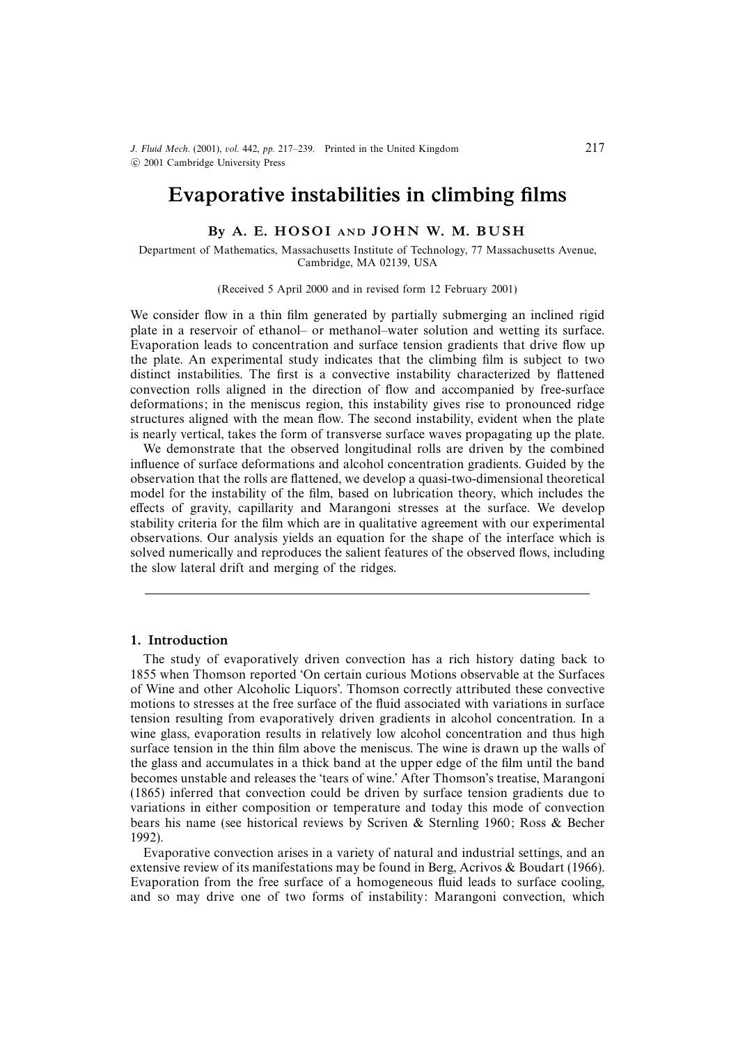# Evaporative instabilities in climbing films

By A. E. HOSOI and JOHN W. M. BUSH

Department of Mathematics, Massachusetts Institute of Technology, 77 Massachusetts Avenue, Cambridge, MA 02139, USA

(Received 5 April 2000 and in revised form 12 February 2001)

We consider flow in a thin film generated by partially submerging an inclined rigid plate in a reservoir of ethanol– or methanol–water solution and wetting its surface. Evaporation leads to concentration and surface tension gradients that drive flow up the plate. An experimental study indicates that the climbing film is subject to two distinct instabilities. The first is a convective instability characterized by flattened convection rolls aligned in the direction of flow and accompanied by free-surface deformations; in the meniscus region, this instability gives rise to pronounced ridge structures aligned with the mean flow. The second instability, evident when the plate is nearly vertical, takes the form of transverse surface waves propagating up the plate.

We demonstrate that the observed longitudinal rolls are driven by the combined influence of surface deformations and alcohol concentration gradients. Guided by the observation that the rolls are flattened, we develop a quasi-two-dimensional theoretical model for the instability of the film, based on lubrication theory, which includes the effects of gravity, capillarity and Marangoni stresses at the surface. We develop stability criteria for the film which are in qualitative agreement with our experimental observations. Our analysis yields an equation for the shape of the interface which is solved numerically and reproduces the salient features of the observed flows, including the slow lateral drift and merging of the ridges.

## 1. Introduction

The study of evaporatively driven convection has a rich history dating back to 1855 when Thomson reported 'On certain curious Motions observable at the Surfaces of Wine and other Alcoholic Liquors'. Thomson correctly attributed these convective motions to stresses at the free surface of the fluid associated with variations in surface tension resulting from evaporatively driven gradients in alcohol concentration. In a wine glass, evaporation results in relatively low alcohol concentration and thus high surface tension in the thin film above the meniscus. The wine is drawn up the walls of the glass and accumulates in a thick band at the upper edge of the film until the band becomes unstable and releases the 'tears of wine.' After Thomson's treatise, Marangoni (1865) inferred that convection could be driven by surface tension gradients due to variations in either composition or temperature and today this mode of convection bears his name (see historical reviews by Scriven & Sternling 1960; Ross & Becher 1992).

Evaporative convection arises in a variety of natural and industrial settings, and an extensive review of its manifestations may be found in Berg, Acrivos & Boudart (1966). Evaporation from the free surface of a homogeneous fluid leads to surface cooling, and so may drive one of two forms of instability: Marangoni convection, which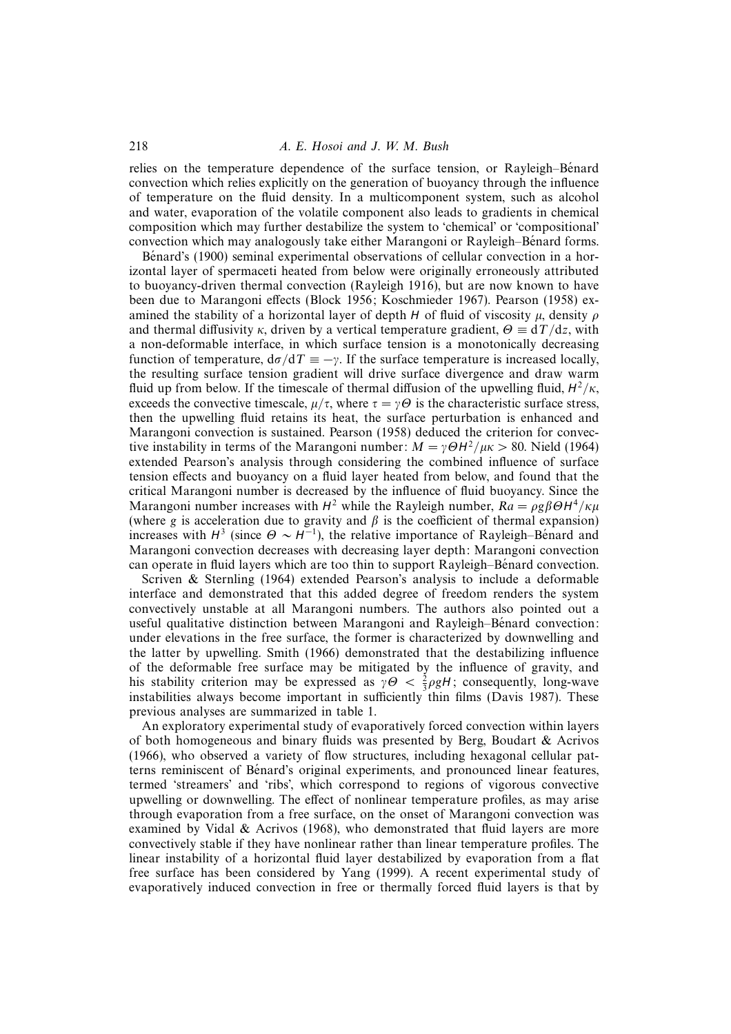relies on the temperature dependence of the surface tension, or Rayleigh–Bénard convection which relies explicitly on the generation of buoyancy through the influence of temperature on the fluid density. In a multicomponent system, such as alcohol and water, evaporation of the volatile component also leads to gradients in chemical composition which may further destabilize the system to 'chemical' or 'compositional' convection which may analogously take either Marangoni or Rayleigh–Bénard forms.

Bénard's (1900) seminal experimental observations of cellular convection in a horizontal layer of spermaceti heated from below were originally erroneously attributed to buoyancy-driven thermal convection (Rayleigh 1916), but are now known to have been due to Marangoni effects (Block 1956; Koschmieder 1967). Pearson (1958) examined the stability of a horizontal layer of depth $H$ of fluid of viscosity $\mu$, density $\rho$ and thermal diffusivity $\kappa$, driven by a vertical temperature gradient, $\Theta \equiv \mathrm{d}T/\mathrm{d}z$, with a non-deformable interface, in which surface tension is a monotonically decreasing function of temperature, $\mathrm{d}\sigma/\mathrm{d}T \equiv -\gamma$. If the surface temperature is increased locally, the resulting surface tension gradient will drive surface divergence and draw warm fluid up from below. If the timescale of thermal diffusion of the upwelling fluid, $H^2/\kappa$, exceeds the convective timescale, $\mu/\tau$, where $\tau = \gamma\Theta$ is the characteristic surface stress, then the upwelling fluid retains its heat, the surface perturbation is enhanced and Marangoni convection is sustained. Pearson (1958) deduced the criterion for convective instability in terms of the Marangoni number: $M = \gamma\Theta H^2/\mu\kappa > 80$. Nield (1964) extended Pearson's analysis through considering the combined influence of surface tension effects and buoyancy on a fluid layer heated from below, and found that the critical Marangoni number is decreased by the influence of fluid buoyancy. Since the Marangoni number increases with $H^2$ while the Rayleigh number, $Ra = \rho g\beta\Theta H^4/\kappa\mu$ (where $g$ is acceleration due to gravity and $\beta$ is the coefficient of thermal expansion) increases with $H^3$ (since $\Theta \sim H^{-1}$), the relative importance of Rayleigh–Bénard and Marangoni convection decreases with decreasing layer depth: Marangoni convection can operate in fluid layers which are too thin to support Rayleigh–Bénard convection.

Scriven & Sternling (1964) extended Pearson's analysis to include a deformable interface and demonstrated that this added degree of freedom renders the system convectively unstable at all Marangoni numbers. The authors also pointed out a useful qualitative distinction between Marangoni and Rayleigh–Bénard convection: under elevations in the free surface, the former is characterized by downwelling and the latter by upwelling. Smith (1966) demonstrated that the destabilizing influence of the deformable free surface may be mitigated by the influence of gravity, and his stability criterion may be expressed as $\gamma\Theta < \frac{2}{3}\rho g H$; consequently, long-wave instabilities always become important in sufficiently thin films (Davis 1987). These previous analyses are summarized in table 1.

An exploratory experimental study of evaporatively forced convection within layers of both homogeneous and binary fluids was presented by Berg, Boudart & Acrivos (1966), who observed a variety of flow structures, including hexagonal cellular patterns reminiscent of Bénard's original experiments, and pronounced linear features, termed 'streamers' and 'ribs', which correspond to regions of vigorous convective upwelling or downwelling. The effect of nonlinear temperature profiles, as may arise through evaporation from a free surface, on the onset of Marangoni convection was examined by Vidal & Acrivos (1968), who demonstrated that fluid layers are more convectively stable if they have nonlinear rather than linear temperature profiles. The linear instability of a horizontal fluid layer destabilized by evaporation from a flat free surface has been considered by Yang (1999). A recent experimental study of evaporatively induced convection in free or thermally forced fluid layers is that by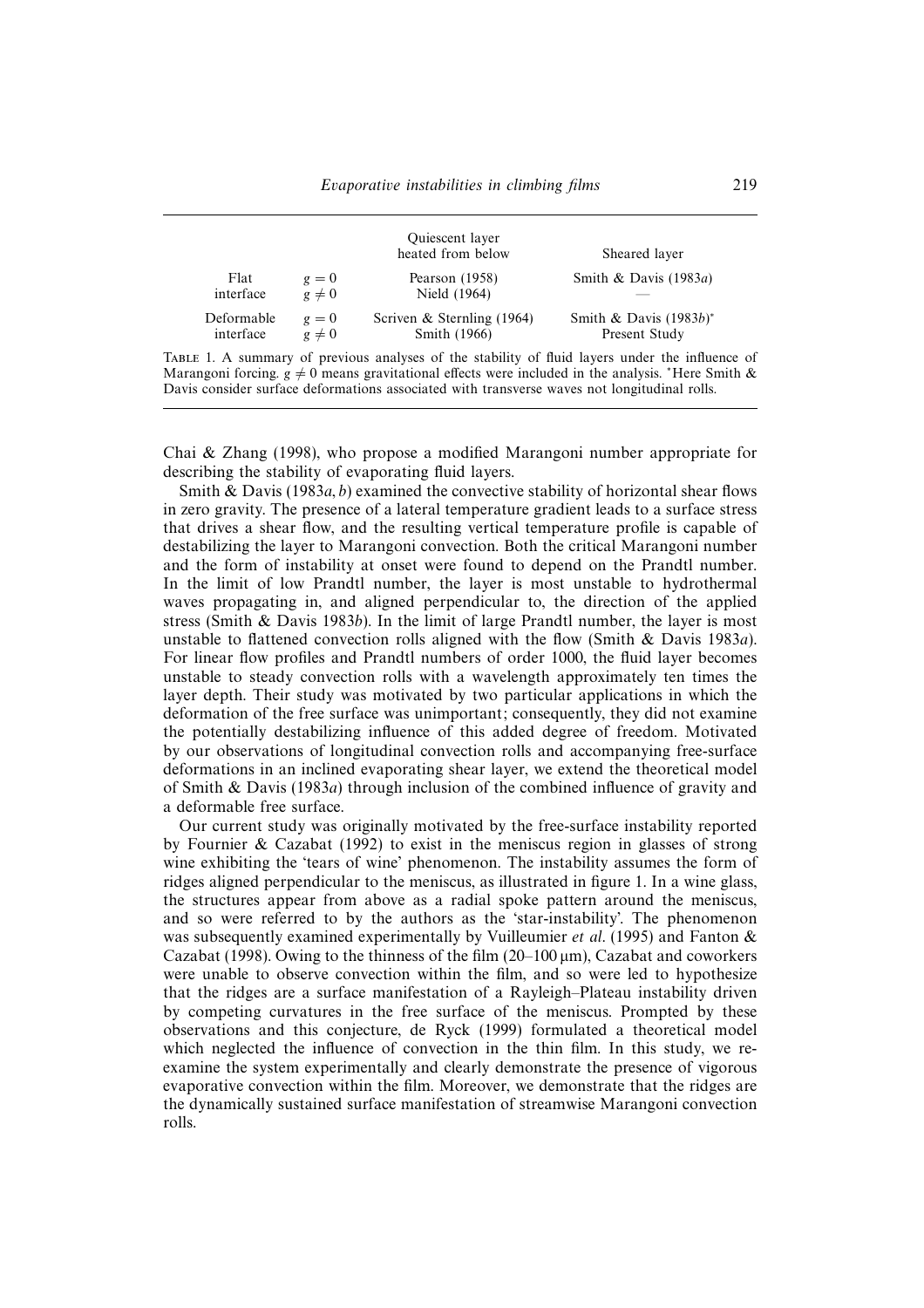| | | Quiescent layer heated from below | Sheared layer |
|---|---|---|---|
| Flat interface | $g = 0$ | Pearson (1958) | Smith & Davis (1983*a*) |
| | $g \neq 0$ | Nield (1964) | — |
| Deformable interface | $g = 0$ | Scriven & Sternling (1964) | Smith & Davis (1983*b*)* |
| | $g \neq 0$ | Smith (1966) | Present Study |

Table 1. A summary of previous analyses of the stability of fluid layers under the influence of Marangoni forcing. $g \neq 0$ means gravitational effects were included in the analysis. *Here Smith & Davis consider surface deformations associated with transverse waves not longitudinal rolls.

Chai & Zhang (1998), who propose a modified Marangoni number appropriate for describing the stability of evaporating fluid layers.

Smith & Davis (1983*a*, *b*) examined the convective stability of horizontal shear flows in zero gravity. The presence of a lateral temperature gradient leads to a surface stress that drives a shear flow, and the resulting vertical temperature profile is capable of destabilizing the layer to Marangoni convection. Both the critical Marangoni number and the form of instability at onset were found to depend on the Prandtl number. In the limit of low Prandtl number, the layer is most unstable to hydrothermal waves propagating in, and aligned perpendicular to, the direction of the applied stress (Smith & Davis 1983*b*). In the limit of large Prandtl number, the layer is most unstable to flattened convection rolls aligned with the flow (Smith & Davis 1983*a*). For linear flow profiles and Prandtl numbers of order 1000, the fluid layer becomes unstable to steady convection rolls with a wavelength approximately ten times the layer depth. Their study was motivated by two particular applications in which the deformation of the free surface was unimportant; consequently, they did not examine the potentially destabilizing influence of this added degree of freedom. Motivated by our observations of longitudinal convection rolls and accompanying free-surface deformations in an inclined evaporating shear layer, we extend the theoretical model of Smith & Davis (1983*a*) through inclusion of the combined influence of gravity and a deformable free surface.

Our current study was originally motivated by the free-surface instability reported by Fournier & Cazabat (1992) to exist in the meniscus region in glasses of strong wine exhibiting the 'tears of wine' phenomenon. The instability assumes the form of ridges aligned perpendicular to the meniscus, as illustrated in figure 1. In a wine glass, the structures appear from above as a radial spoke pattern around the meniscus, and so were referred to by the authors as the 'star-instability'. The phenomenon was subsequently examined experimentally by Vuilleumier *et al.* (1995) and Fanton & Cazabat (1998). Owing to the thinness of the film (20–100 μm), Cazabat and coworkers were unable to observe convection within the film, and so were led to hypothesize that the ridges are a surface manifestation of a Rayleigh–Plateau instability driven by competing curvatures in the free surface of the meniscus. Prompted by these observations and this conjecture, de Ryck (1999) formulated a theoretical model which neglected the influence of convection in the thin film. In this study, we re-examine the system experimentally and clearly demonstrate the presence of vigorous evaporative convection within the film. Moreover, we demonstrate that the ridges are the dynamically sustained surface manifestation of streamwise Marangoni convection rolls.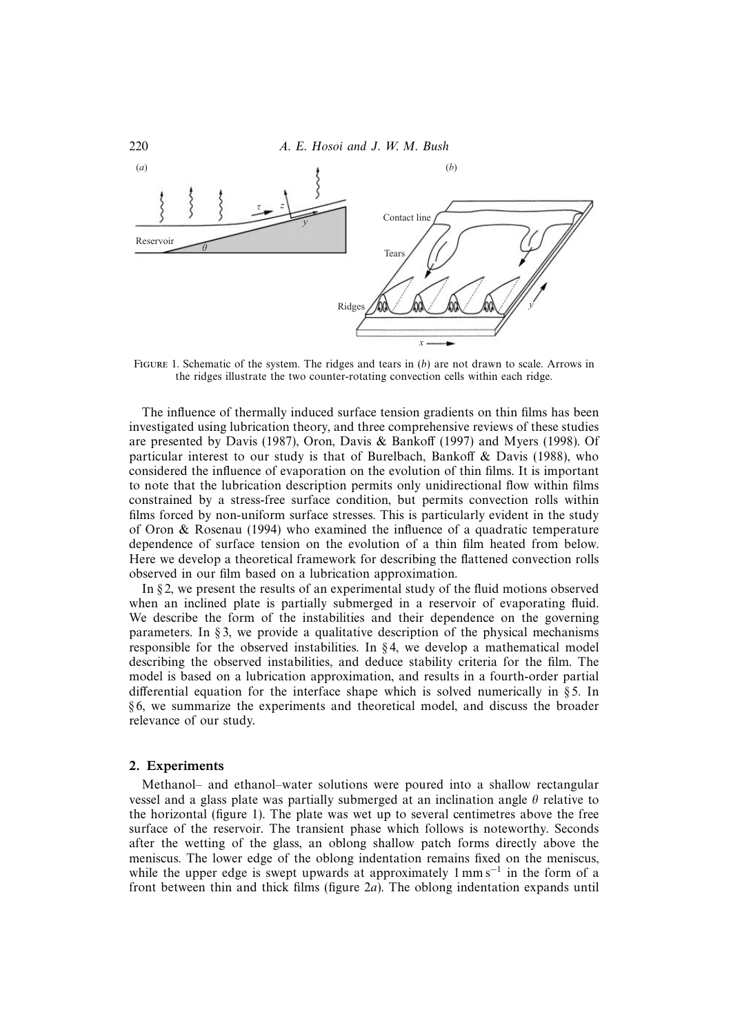FIGURE 1. Schematic of the system. The ridges and tears in (*b*) are not drawn to scale. Arrows in the ridges illustrate the two counter-rotating convection cells within each ridge.

The influence of thermally induced surface tension gradients on thin films has been investigated using lubrication theory, and three comprehensive reviews of these studies are presented by Davis (1987), Oron, Davis & Bankoff (1997) and Myers (1998). Of particular interest to our study is that of Burelbach, Bankoff & Davis (1988), who considered the influence of evaporation on the evolution of thin films. It is important to note that the lubrication description permits only unidirectional flow within films constrained by a stress-free surface condition, but permits convection rolls within films forced by non-uniform surface stresses. This is particularly evident in the study of Oron & Rosenau (1994) who examined the influence of a quadratic temperature dependence of surface tension on the evolution of a thin film heated from below. Here we develop a theoretical framework for describing the flattened convection rolls observed in our film based on a lubrication approximation.

In § 2, we present the results of an experimental study of the fluid motions observed when an inclined plate is partially submerged in a reservoir of evaporating fluid. We describe the form of the instabilities and their dependence on the governing parameters. In § 3, we provide a qualitative description of the physical mechanisms responsible for the observed instabilities. In § 4, we develop a mathematical model describing the observed instabilities, and deduce stability criteria for the film. The model is based on a lubrication approximation, and results in a fourth-order partial differential equation for the interface shape which is solved numerically in § 5. In § 6, we summarize the experiments and theoretical model, and discuss the broader relevance of our study.

## 2. Experiments

Methanol– and ethanol–water solutions were poured into a shallow rectangular vessel and a glass plate was partially submerged at an inclination angle $\theta$ relative to the horizontal (figure 1). The plate was wet up to several centimetres above the free surface of the reservoir. The transient phase which follows is noteworthy. Seconds after the wetting of the glass, an oblong shallow patch forms directly above the meniscus. The lower edge of the oblong indentation remains fixed on the meniscus, while the upper edge is swept upwards at approximately $1\,\mathrm{mm\,s^{-1}}$ in the form of a front between thin and thick films (figure 2*a*). The oblong indentation expands until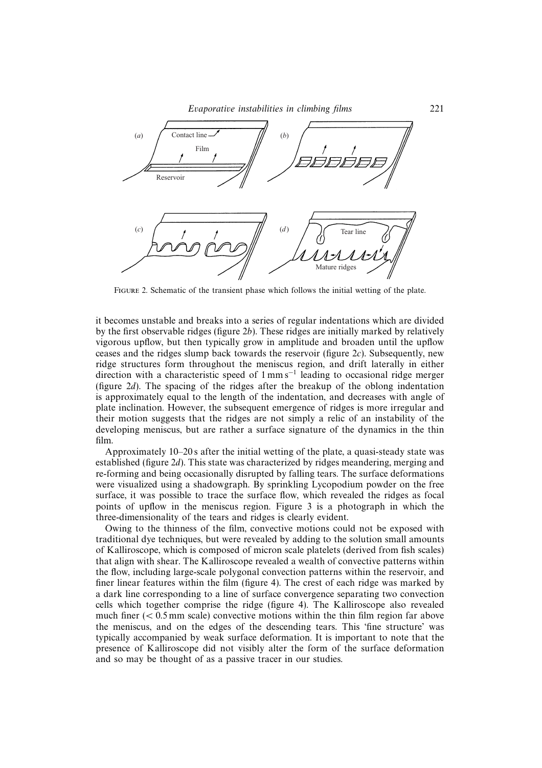FIGURE 2. Schematic of the transient phase which follows the initial wetting of the plate.

it becomes unstable and breaks into a series of regular indentations which are divided by the first observable ridges (figure 2*b*). These ridges are initially marked by relatively vigorous upflow, but then typically grow in amplitude and broaden until the upflow ceases and the ridges slump back towards the reservoir (figure 2*c*). Subsequently, new ridge structures form throughout the meniscus region, and drift laterally in either direction with a characteristic speed of $1\,\mathrm{mm\,s^{-1}}$ leading to occasional ridge merger (figure 2*d*). The spacing of the ridges after the breakup of the oblong indentation is approximately equal to the length of the indentation, and decreases with angle of plate inclination. However, the subsequent emergence of ridges is more irregular and their motion suggests that the ridges are not simply a relic of an instability of the developing meniscus, but are rather a surface signature of the dynamics in the thin film.

Approximately 10–20 s after the initial wetting of the plate, a quasi-steady state was established (figure 2*d*). This state was characterized by ridges meandering, merging and re-forming and being occasionally disrupted by falling tears. The surface deformations were visualized using a shadowgraph. By sprinkling Lycopodium powder on the free surface, it was possible to trace the surface flow, which revealed the ridges as focal points of upflow in the meniscus region. Figure 3 is a photograph in which the three-dimensionality of the tears and ridges is clearly evident.

Owing to the thinness of the film, convective motions could not be exposed with traditional dye techniques, but were revealed by adding to the solution small amounts of Kalliroscope, which is composed of micron scale platelets (derived from fish scales) that align with shear. The Kalliroscope revealed a wealth of convective patterns within the flow, including large-scale polygonal convection patterns within the reservoir, and finer linear features within the film (figure 4). The crest of each ridge was marked by a dark line corresponding to a line of surface convergence separating two convection cells which together comprise the ridge (figure 4). The Kalliroscope also revealed much finer ($< 0.5$ mm scale) convective motions within the thin film region far above the meniscus, and on the edges of the descending tears. This 'fine structure' was typically accompanied by weak surface deformation. It is important to note that the presence of Kalliroscope did not visibly alter the form of the surface deformation and so may be thought of as a passive tracer in our studies.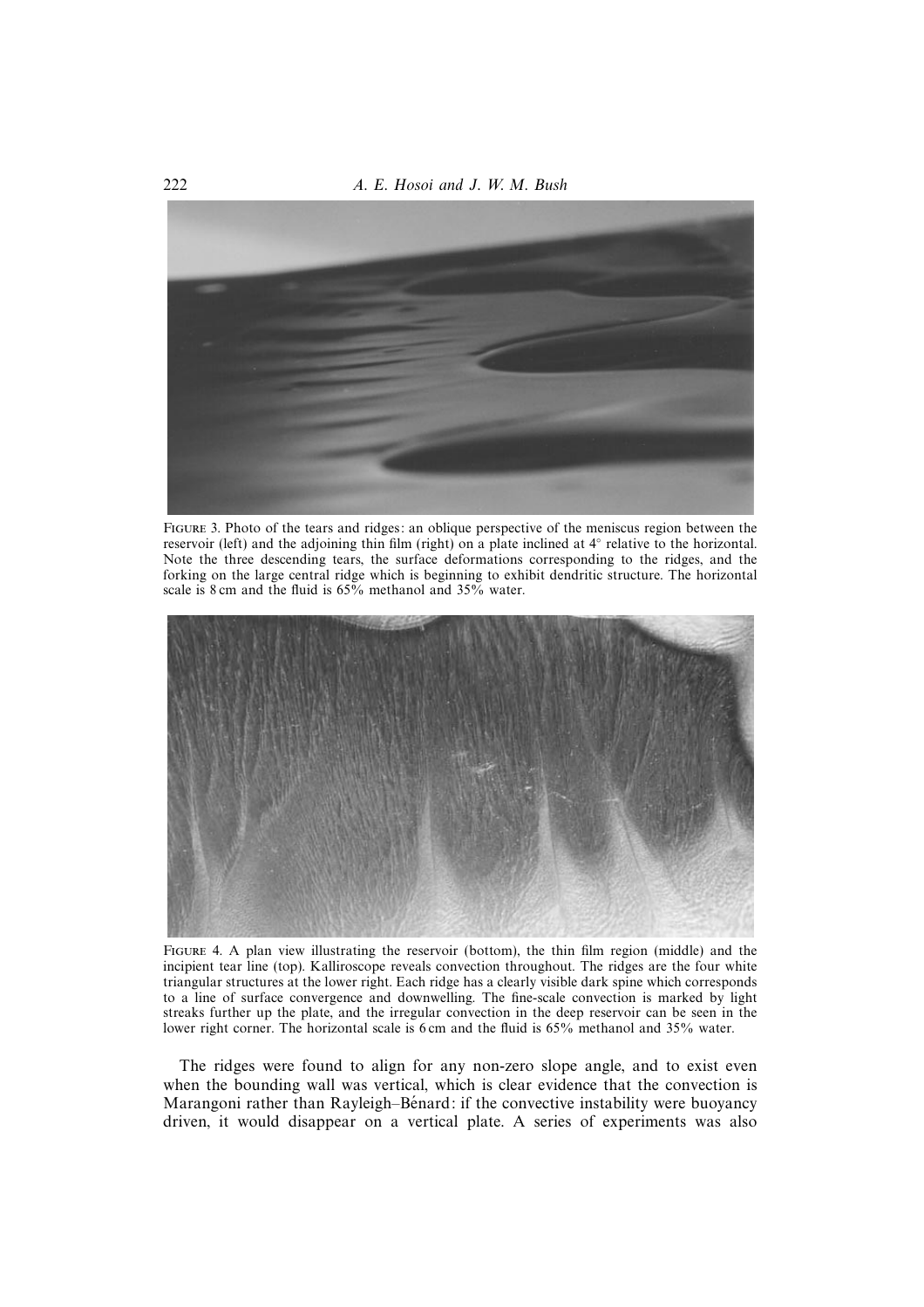FIGURE 3. Photo of the tears and ridges: an oblique perspective of the meniscus region between the reservoir (left) and the adjoining thin film (right) on a plate inclined at 4° relative to the horizontal. Note the three descending tears, the surface deformations corresponding to the ridges, and the forking on the large central ridge which is beginning to exhibit dendritic structure. The horizontal scale is 8 cm and the fluid is 65% methanol and 35% water.

FIGURE 4. A plan view illustrating the reservoir (bottom), the thin film region (middle) and the incipient tear line (top). Kalliroscope reveals convection throughout. The ridges are the four white triangular structures at the lower right. Each ridge has a clearly visible dark spine which corresponds to a line of surface convergence and downwelling. The fine-scale convection is marked by light streaks further up the plate, and the irregular convection in the deep reservoir can be seen in the lower right corner. The horizontal scale is 6 cm and the fluid is 65% methanol and 35% water.

The ridges were found to align for any non-zero slope angle, and to exist even when the bounding wall was vertical, which is clear evidence that the convection is Marangoni rather than Rayleigh–Bénard: if the convective instability were buoyancy driven, it would disappear on a vertical plate. A series of experiments was also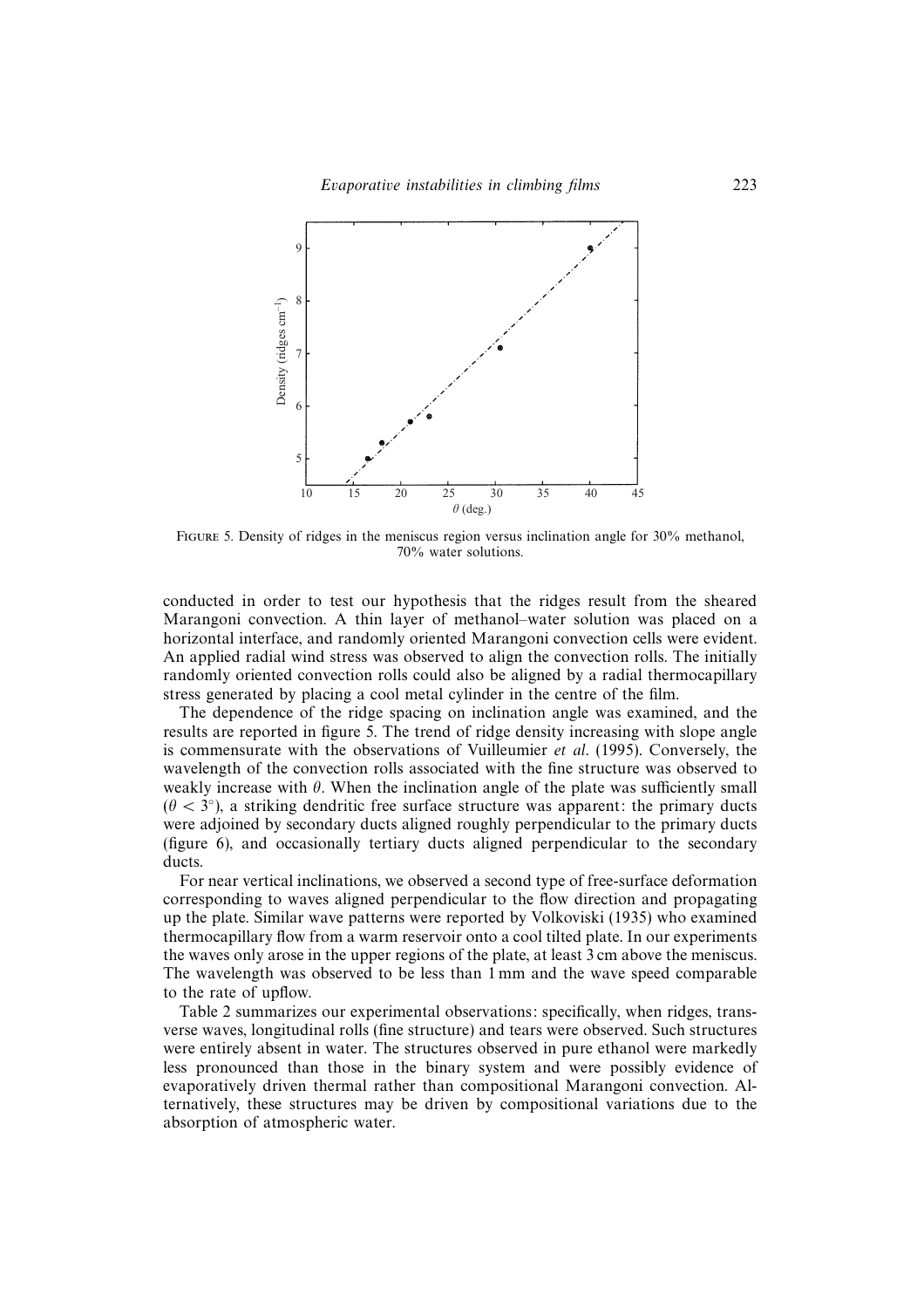FIGURE 5. Density of ridges in the meniscus region versus inclination angle for 30% methanol, 70% water solutions.

conducted in order to test our hypothesis that the ridges result from the sheared Marangoni convection. A thin layer of methanol–water solution was placed on a horizontal interface, and randomly oriented Marangoni convection cells were evident. An applied radial wind stress was observed to align the convection rolls. The initially randomly oriented convection rolls could also be aligned by a radial thermocapillary stress generated by placing a cool metal cylinder in the centre of the film.

The dependence of the ridge spacing on inclination angle was examined, and the results are reported in figure 5. The trend of ridge density increasing with slope angle is commensurate with the observations of Vuilleumier *et al*. (1995). Conversely, the wavelength of the convection rolls associated with the fine structure was observed to weakly increase with $\theta$. When the inclination angle of the plate was sufficiently small ($\theta < 3°$), a striking dendritic free surface structure was apparent: the primary ducts were adjoined by secondary ducts aligned roughly perpendicular to the primary ducts (figure 6), and occasionally tertiary ducts aligned perpendicular to the secondary ducts.

For near vertical inclinations, we observed a second type of free-surface deformation corresponding to waves aligned perpendicular to the flow direction and propagating up the plate. Similar wave patterns were reported by Volkoviski (1935) who examined thermocapillary flow from a warm reservoir onto a cool tilted plate. In our experiments the waves only arose in the upper regions of the plate, at least 3 cm above the meniscus. The wavelength was observed to be less than 1 mm and the wave speed comparable to the rate of upflow.

Table 2 summarizes our experimental observations: specifically, when ridges, transverse waves, longitudinal rolls (fine structure) and tears were observed. Such structures were entirely absent in water. The structures observed in pure ethanol were markedly less pronounced than those in the binary system and were possibly evidence of evaporatively driven thermal rather than compositional Marangoni convection. Alternatively, these structures may be driven by compositional variations due to the absorption of atmospheric water.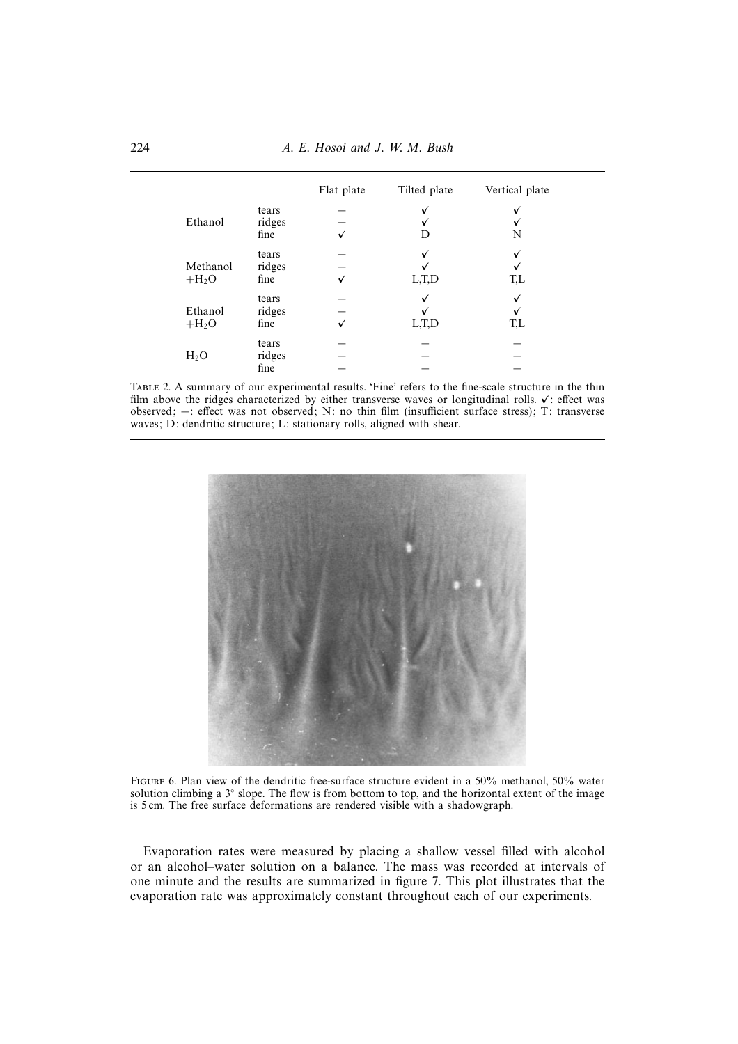| | | Flat plate | Tilted plate | Vertical plate |
|---|---|---|---|---|
| Ethanol | tears | − | ✓ | ✓ |
| | ridges | − | ✓ | ✓ |
| | fine | ✓ | D | N |
| Methanol $+H_2O$ | tears | − | ✓ | ✓ |
| | ridges | − | ✓ | ✓ |
| | fine | ✓ | L,T,D | T,L |
| Ethanol $+H_2O$ | tears | − | ✓ | ✓ |
| | ridges | − | ✓ | ✓ |
| | fine | ✓ | L,T,D | T,L |
| $H_2O$ | tears | − | − | − |
| | ridges | − | − | − |
| | fine | − | − | − |

Table 2. A summary of our experimental results. 'Fine' refers to the fine-scale structure in the thin film above the ridges characterized by either transverse waves or longitudinal rolls. ✓: effect was observed; −: effect was not observed; N: no thin film (insufficient surface stress); T: transverse waves; D: dendritic structure; L: stationary rolls, aligned with shear.

Figure 6. Plan view of the dendritic free-surface structure evident in a 50% methanol, 50% water solution climbing a 3° slope. The flow is from bottom to top, and the horizontal extent of the image is 5 cm. The free surface deformations are rendered visible with a shadowgraph.

Evaporation rates were measured by placing a shallow vessel filled with alcohol or an alcohol–water solution on a balance. The mass was recorded at intervals of one minute and the results are summarized in figure 7. This plot illustrates that the evaporation rate was approximately constant throughout each of our experiments.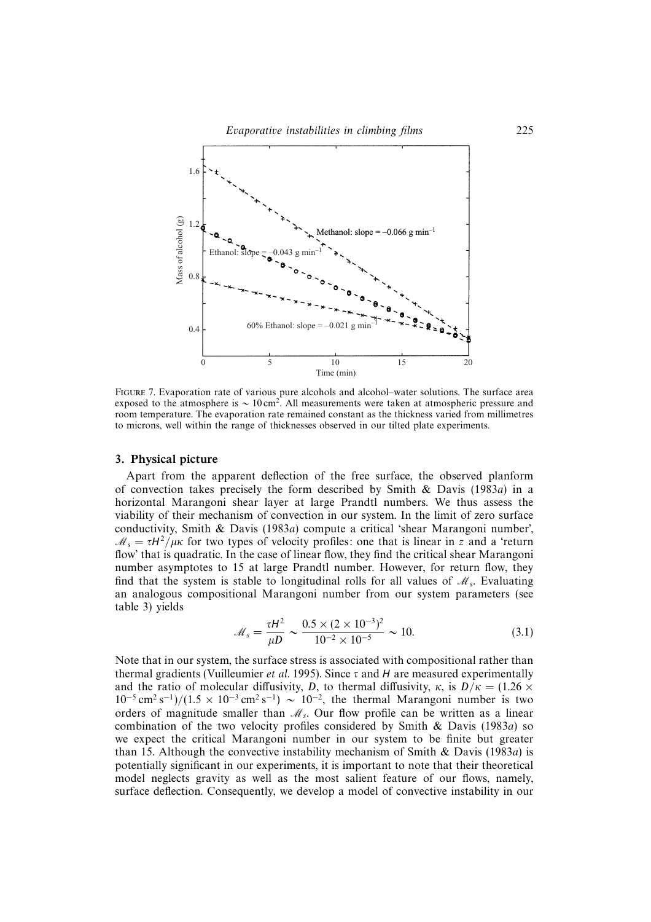FIGURE 7. Evaporation rate of various pure alcohols and alcohol–water solutions. The surface area exposed to the atmosphere is $\sim 10\,\text{cm}^2$. All measurements were taken at atmospheric pressure and room temperature. The evaporation rate remained constant as the thickness varied from millimetres to microns, well within the range of thicknesses observed in our tilted plate experiments.

## 3. Physical picture

Apart from the apparent deflection of the free surface, the observed planform of convection takes precisely the form described by Smith & Davis (1983*a*) in a horizontal Marangoni shear layer at large Prandtl numbers. We thus assess the viability of their mechanism of convection in our system. In the limit of zero surface conductivity, Smith & Davis (1983*a*) compute a critical 'shear Marangoni number', $\mathscr{M}_s = \tau H^2/\mu\kappa$ for two types of velocity profiles: one that is linear in $z$ and a 'return flow' that is quadratic. In the case of linear flow, they find the critical shear Marangoni number asymptotes to 15 at large Prandtl number. However, for return flow, they find that the system is stable to longitudinal rolls for all values of $\mathscr{M}_s$. Evaluating an analogous compositional Marangoni number from our system parameters (see table 3) yields

$$\mathscr{M}_s = \frac{\tau H^2}{\mu D} \sim \frac{0.5 \times (2 \times 10^{-3})^2}{10^{-2} \times 10^{-5}} \sim 10. \tag{3.1}$$

Note that in our system, the surface stress is associated with compositional rather than thermal gradients (Vuilleumier *et al.* 1995). Since $\tau$ and $H$ are measured experimentally and the ratio of molecular diffusivity, $D$, to thermal diffusivity, $\kappa$, is $D/\kappa = (1.26 \times 10^{-5}\,\text{cm}^2\,\text{s}^{-1})/(1.5 \times 10^{-3}\,\text{cm}^2\,\text{s}^{-1}) \sim 10^{-2}$, the thermal Marangoni number is two orders of magnitude smaller than $\mathscr{M}_s$. Our flow profile can be written as a linear combination of the two velocity profiles considered by Smith & Davis (1983*a*) so we expect the critical Marangoni number in our system to be finite but greater than 15. Although the convective instability mechanism of Smith & Davis (1983*a*) is potentially significant in our experiments, it is important to note that their theoretical model neglects gravity as well as the most salient feature of our flows, namely, surface deflection. Consequently, we develop a model of convective instability in our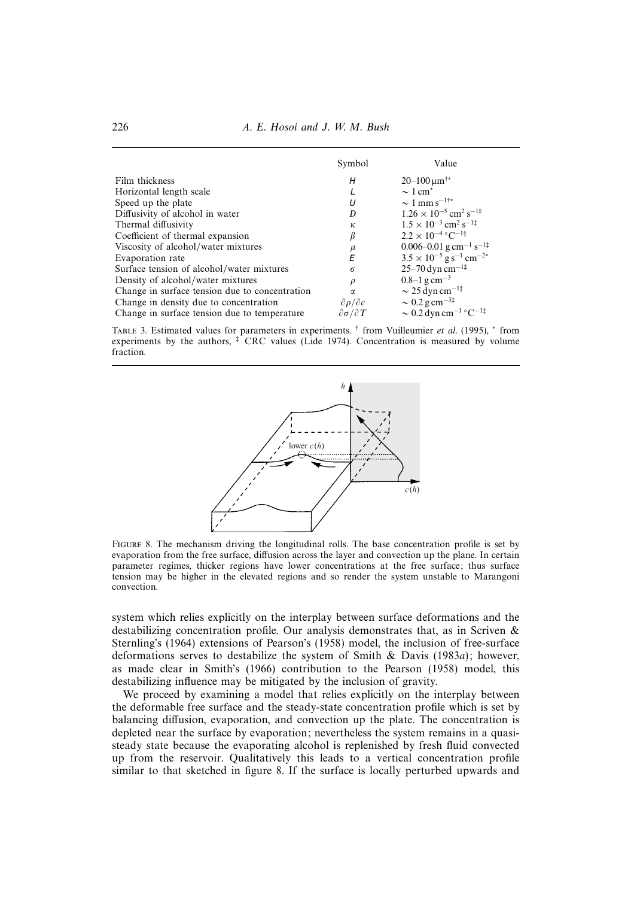| | Symbol | Value |
|---|---|---|
| Film thickness | $H$ | 20–100 μm[†*] |
| Horizontal length scale | $L$ | $\sim 1$ cm[*] |
| Speed up the plate | $U$ | $\sim 1$ mm s$^{-1}$[†*] |
| Diffusivity of alcohol in water | $D$ | $1.26 \times 10^{-5}$ cm$^2$ s$^{-1}$[‡] |
| Thermal diffusivity | $\kappa$ | $1.5 \times 10^{-3}$ cm$^2$ s$^{-1}$[‡] |
| Coefficient of thermal expansion | $\beta$ | $2.2 \times 10^{-4}$ °C$^{-1}$[‡] |
| Viscosity of alcohol/water mixtures | $\mu$ | 0.006–0.01 g cm$^{-1}$ s$^{-1}$[‡] |
| Evaporation rate | $E$ | $3.5 \times 10^{-5}$ g s$^{-1}$ cm$^{-2}$[*] |
| Surface tension of alcohol/water mixtures | $\sigma$ | 25–70 dyn cm$^{-1}$[‡] |
| Density of alcohol/water mixtures | $\rho$ | 0.8–1 g cm$^{-3}$ |
| Change in surface tension due to concentration | $\alpha$ | $\sim 25$ dyn cm$^{-1}$[‡] |
| Change in density due to concentration | $\partial\rho/\partial c$ | $\sim 0.2$ g cm$^{-3}$[‡] |
| Change in surface tension due to temperature | $\partial\sigma/\partial T$ | $\sim 0.2$ dyn cm$^{-1}$ °C$^{-1}$[‡] |

TABLE 3. Estimated values for parameters in experiments. [†] from Vuilleumier *et al.* (1995), [*] from experiments by the authors, [‡] CRC values (Lide 1974). Concentration is measured by volume fraction.

FIGURE 8. The mechanism driving the longitudinal rolls. The base concentration profile is set by evaporation from the free surface, diffusion across the layer and convection up the plane. In certain parameter regimes, thicker regions have lower concentrations at the free surface; thus surface tension may be higher in the elevated regions and so render the system unstable to Marangoni convection.

system which relies explicitly on the interplay between surface deformations and the destabilizing concentration profile. Our analysis demonstrates that, as in Scriven & Sternling's (1964) extensions of Pearson's (1958) model, the inclusion of free-surface deformations serves to destabilize the system of Smith & Davis (1983*a*); however, as made clear in Smith's (1966) contribution to the Pearson (1958) model, this destabilizing influence may be mitigated by the inclusion of gravity.

We proceed by examining a model that relies explicitly on the interplay between the deformable free surface and the steady-state concentration profile which is set by balancing diffusion, evaporation, and convection up the plate. The concentration is depleted near the surface by evaporation; nevertheless the system remains in a quasi-steady state because the evaporating alcohol is replenished by fresh fluid convected up from the reservoir. Qualitatively this leads to a vertical concentration profile similar to that sketched in figure 8. If the surface is locally perturbed upwards and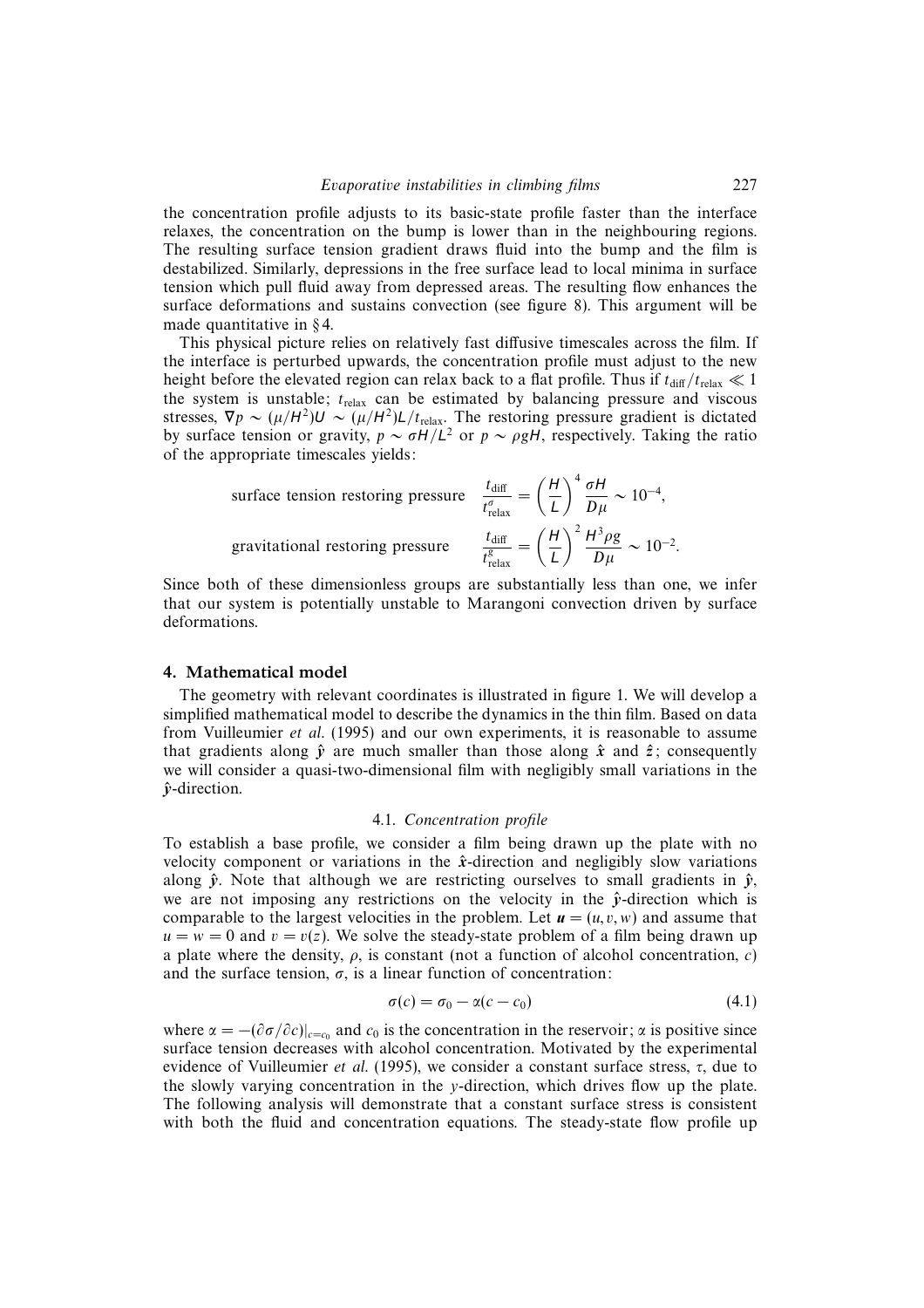the concentration profile adjusts to its basic-state profile faster than the interface relaxes, the concentration on the bump is lower than in the neighbouring regions. The resulting surface tension gradient draws fluid into the bump and the film is destabilized. Similarly, depressions in the free surface lead to local minima in surface tension which pull fluid away from depressed areas. The resulting flow enhances the surface deformations and sustains convection (see figure 8). This argument will be made quantitative in § 4.

This physical picture relies on relatively fast diffusive timescales across the film. If the interface is perturbed upwards, the concentration profile must adjust to the new height before the elevated region can relax back to a flat profile. Thus if $t_{\text{diff}}/t_{\text{relax}} \ll 1$ the system is unstable; $t_{\text{relax}}$ can be estimated by balancing pressure and viscous stresses, $\nabla p \sim (\mu/H^2)U \sim (\mu/H^2)L/t_{\text{relax}}$. The restoring pressure gradient is dictated by surface tension or gravity, $p \sim \sigma H/L^2$ or $p \sim \rho g H$, respectively. Taking the ratio of the appropriate timescales yields:

$$\text{surface tension restoring pressure} \quad \frac{t_{\text{diff}}}{t^{\sigma}_{\text{relax}}} = \left(\frac{H}{L}\right)^4 \frac{\sigma H}{D\mu} \sim 10^{-4},$$

$$\text{gravitational restoring pressure} \quad \frac{t_{\text{diff}}}{t^{g}_{\text{relax}}} = \left(\frac{H}{L}\right)^2 \frac{H^3 \rho g}{D\mu} \sim 10^{-2}.$$

Since both of these dimensionless groups are substantially less than one, we infer that our system is potentially unstable to Marangoni convection driven by surface deformations.

## 4. Mathematical model

The geometry with relevant coordinates is illustrated in figure 1. We will develop a simplified mathematical model to describe the dynamics in the thin film. Based on data from Vuilleumier *et al*. (1995) and our own experiments, it is reasonable to assume that gradients along $\hat{\boldsymbol{y}}$ are much smaller than those along $\hat{\boldsymbol{x}}$ and $\hat{\boldsymbol{z}}$; consequently we will consider a quasi-two-dimensional film with negligibly small variations in the $\hat{\boldsymbol{y}}$-direction.

### 4.1. *Concentration profile*

To establish a base profile, we consider a film being drawn up the plate with no velocity component or variations in the $\hat{\boldsymbol{x}}$-direction and negligibly slow variations along $\hat{\boldsymbol{y}}$. Note that although we are restricting ourselves to small gradients in $\hat{\boldsymbol{y}}$, we are not imposing any restrictions on the velocity in the $\hat{\boldsymbol{y}}$-direction which is comparable to the largest velocities in the problem. Let $\boldsymbol{u} = (u, v, w)$ and assume that $u = w = 0$ and $v = v(z)$. We solve the steady-state problem of a film being drawn up a plate where the density, $\rho$, is constant (not a function of alcohol concentration, $c$) and the surface tension, $\sigma$, is a linear function of concentration:

$$\sigma(c) = \sigma_0 - \alpha(c - c_0) \tag{4.1}$$

where $\alpha = -(\partial\sigma/\partial c)|_{c=c_0}$ and $c_0$ is the concentration in the reservoir; $\alpha$ is positive since surface tension decreases with alcohol concentration. Motivated by the experimental evidence of Vuilleumier *et al*. (1995), we consider a constant surface stress, $\tau$, due to the slowly varying concentration in the $y$-direction, which drives flow up the plate. The following analysis will demonstrate that a constant surface stress is consistent with both the fluid and concentration equations. The steady-state flow profile up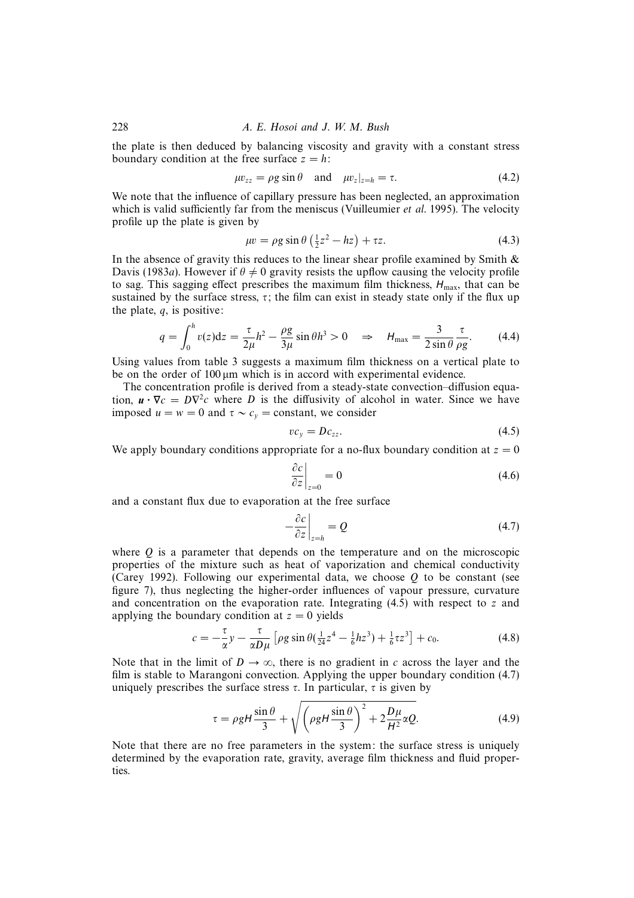the plate is then deduced by balancing viscosity and gravity with a constant stress boundary condition at the free surface $z = h$:

$$\mu v_{zz} = \rho g \sin\theta \quad \text{and} \quad \mu v_z|_{z=h} = \tau. \tag{4.2}$$

We note that the influence of capillary pressure has been neglected, an approximation which is valid sufficiently far from the meniscus (Vuilleumier *et al.* 1995). The velocity profile up the plate is given by

$$\mu v = \rho g \sin\theta \left(\tfrac{1}{2}z^2 - hz\right) + \tau z. \tag{4.3}$$

In the absence of gravity this reduces to the linear shear profile examined by Smith & Davis (1983*a*). However if $\theta \neq 0$ gravity resists the upflow causing the velocity profile to sag. This sagging effect prescribes the maximum film thickness, $H_{\max}$, that can be sustained by the surface stress, $\tau$; the film can exist in steady state only if the flux up the plate, $q$, is positive:

$$q = \int_0^h v(z)\mathrm{d}z = \frac{\tau}{2\mu}h^2 - \frac{\rho g}{3\mu}\sin\theta h^3 > 0 \quad \Rightarrow \quad H_{\max} = \frac{3}{2\sin\theta}\frac{\tau}{\rho g}. \tag{4.4}$$

Using values from table 3 suggests a maximum film thickness on a vertical plate to be on the order of 100 μm which is in accord with experimental evidence.

The concentration profile is derived from a steady-state convection–diffusion equation, $\boldsymbol{u} \cdot \nabla c = D\nabla^2 c$ where $D$ is the diffusivity of alcohol in water. Since we have imposed $u = w = 0$ and $\tau \sim c_y =$ constant, we consider

$$v c_y = D c_{zz}. \tag{4.5}$$

We apply boundary conditions appropriate for a no-flux boundary condition at $z = 0$

$$\left.\frac{\partial c}{\partial z}\right|_{z=0} = 0 \tag{4.6}$$

and a constant flux due to evaporation at the free surface

$$-\left.\frac{\partial c}{\partial z}\right|_{z=h} = Q \tag{4.7}$$

where $Q$ is a parameter that depends on the temperature and on the microscopic properties of the mixture such as heat of vaporization and chemical conductivity (Carey 1992). Following our experimental data, we choose $Q$ to be constant (see figure 7), thus neglecting the higher-order influences of vapour pressure, curvature and concentration on the evaporation rate. Integrating (4.5) with respect to $z$ and applying the boundary condition at $z = 0$ yields

$$c = -\frac{\tau}{\alpha}y - \frac{\tau}{\alpha D\mu}\left[\rho g \sin\theta(\tfrac{1}{24}z^4 - \tfrac{1}{6}hz^3) + \tfrac{1}{6}\tau z^3\right] + c_0. \tag{4.8}$$

Note that in the limit of $D \to \infty$, there is no gradient in $c$ across the layer and the film is stable to Marangoni convection. Applying the upper boundary condition (4.7) uniquely prescribes the surface stress $\tau$. In particular, $\tau$ is given by

$$\tau = \rho g H \frac{\sin\theta}{3} + \sqrt{\left(\rho g H \frac{\sin\theta}{3}\right)^2 + 2\frac{D\mu}{H^2}\alpha Q}. \tag{4.9}$$

Note that there are no free parameters in the system: the surface stress is uniquely determined by the evaporation rate, gravity, average film thickness and fluid properties.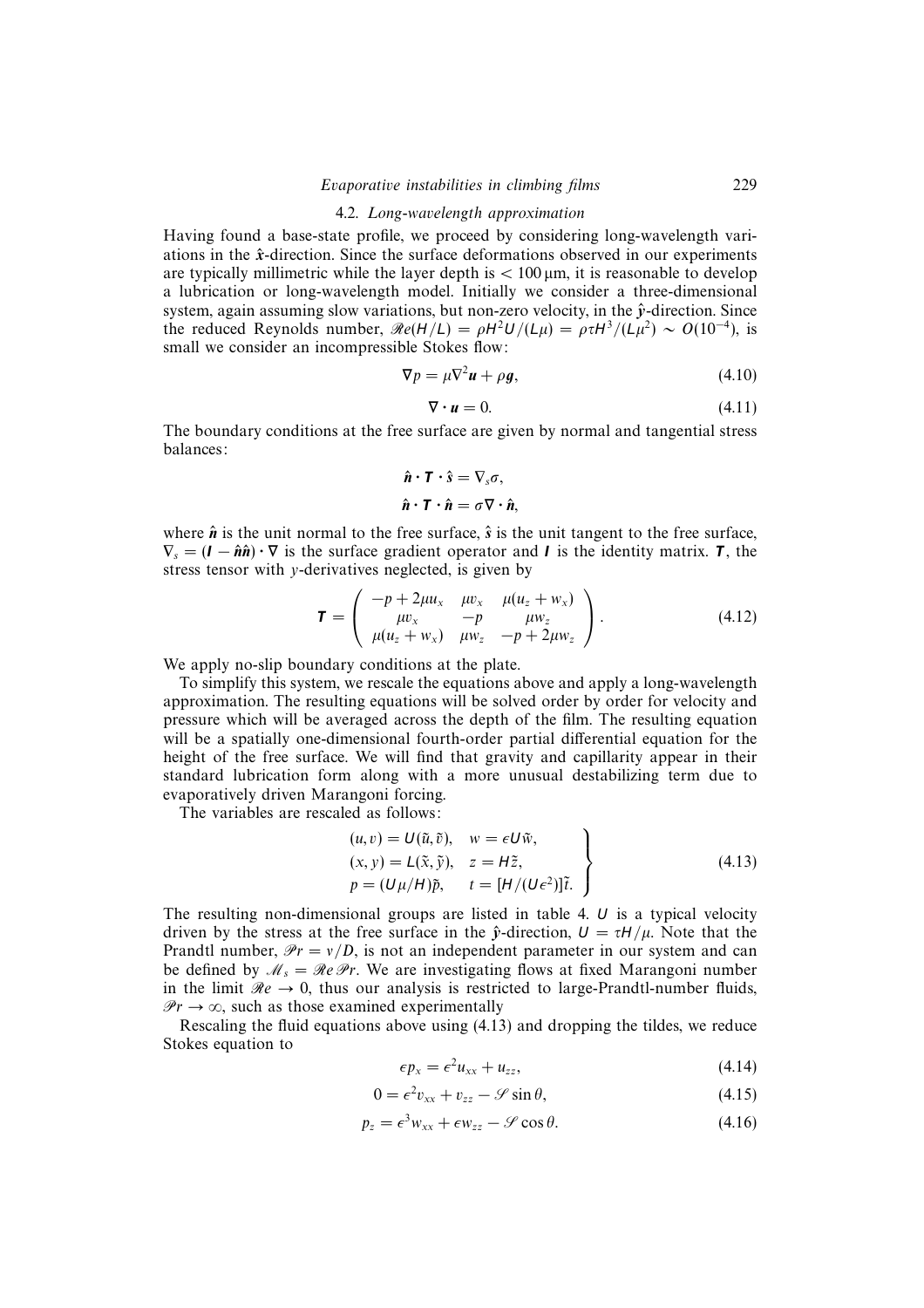### 4.2. *Long-wavelength approximation*

Having found a base-state profile, we proceed by considering long-wavelength variations in the $\hat{\boldsymbol{x}}$-direction. Since the surface deformations observed in our experiments are typically millimetric while the layer depth is $< 100\,\mu$m, it is reasonable to develop a lubrication or long-wavelength model. Initially we consider a three-dimensional system, again assuming slow variations, but non-zero velocity, in the $\hat{\boldsymbol{y}}$-direction. Since the reduced Reynolds number, $\mathscr{R}e(H/L) = \rho H^2 U/(L\mu) = \rho\tau H^3/(L\mu^2) \sim O(10^{-4})$, is small we consider an incompressible Stokes flow:

$$\nabla p = \mu\nabla^2\boldsymbol{u} + \rho\boldsymbol{g}, \tag{4.10}$$

$$\nabla\cdot\boldsymbol{u} = 0. \tag{4.11}$$

The boundary conditions at the free surface are given by normal and tangential stress balances:

$$\hat{\boldsymbol{n}}\cdot\boldsymbol{T}\cdot\hat{\boldsymbol{s}} = \nabla_s\sigma,$$

$$\hat{\boldsymbol{n}}\cdot\boldsymbol{T}\cdot\hat{\boldsymbol{n}} = \sigma\nabla\cdot\hat{\boldsymbol{n}},$$

where $\hat{\boldsymbol{n}}$ is the unit normal to the free surface, $\hat{\boldsymbol{s}}$ is the unit tangent to the free surface, $\nabla_s = (\boldsymbol{I} - \hat{\boldsymbol{n}}\hat{\boldsymbol{n}})\cdot\nabla$ is the surface gradient operator and $\boldsymbol{I}$ is the identity matrix. $\boldsymbol{T}$, the stress tensor with $y$-derivatives neglected, is given by

$$\boldsymbol{T} = \begin{pmatrix} -p + 2\mu u_x & \mu v_x & \mu(u_z + w_x) \\ \mu v_x & -p & \mu w_z \\ \mu(u_z + w_x) & \mu w_z & -p + 2\mu w_z \end{pmatrix}. \tag{4.12}$$

We apply no-slip boundary conditions at the plate.

To simplify this system, we rescale the equations above and apply a long-wavelength approximation. The resulting equations will be solved order by order for velocity and pressure which will be averaged across the depth of the film. The resulting equation will be a spatially one-dimensional fourth-order partial differential equation for the height of the free surface. We will find that gravity and capillarity appear in their standard lubrication form along with a more unusual destabilizing term due to evaporatively driven Marangoni forcing.

The variables are rescaled as follows:

$$\left.\begin{array}{ll} (u, v) = U(\tilde{u}, \tilde{v}), & w = \epsilon U\tilde{w}, \\ (x, y) = L(\tilde{x}, \tilde{y}), & z = H\tilde{z}, \\ p = (U\mu/H)\tilde{p}, & t = [H/(U\epsilon^2)]\tilde{t}. \end{array}\right\} \tag{4.13}$$

The resulting non-dimensional groups are listed in table 4. $U$ is a typical velocity driven by the stress at the free surface in the $\hat{\boldsymbol{y}}$-direction, $U = \tau H/\mu$. Note that the Prandtl number, $\mathscr{P}r = \nu/D$, is not an independent parameter in our system and can be defined by $\mathscr{M}_s = \mathscr{R}e\,\mathscr{P}r$. We are investigating flows at fixed Marangoni number in the limit $\mathscr{R}e \to 0$, thus our analysis is restricted to large-Prandtl-number fluids, $\mathscr{P}r \to \infty$, such as those examined experimentally

Rescaling the fluid equations above using (4.13) and dropping the tildes, we reduce Stokes equation to

$$\epsilon p_x = \epsilon^2 u_{xx} + u_{zz}, \tag{4.14}$$

$$0 = \epsilon^2 v_{xx} + v_{zz} - \mathscr{S}\sin\theta, \tag{4.15}$$

$$p_z = \epsilon^3 w_{xx} + \epsilon w_{zz} - \mathscr{S}\cos\theta. \tag{4.16}$$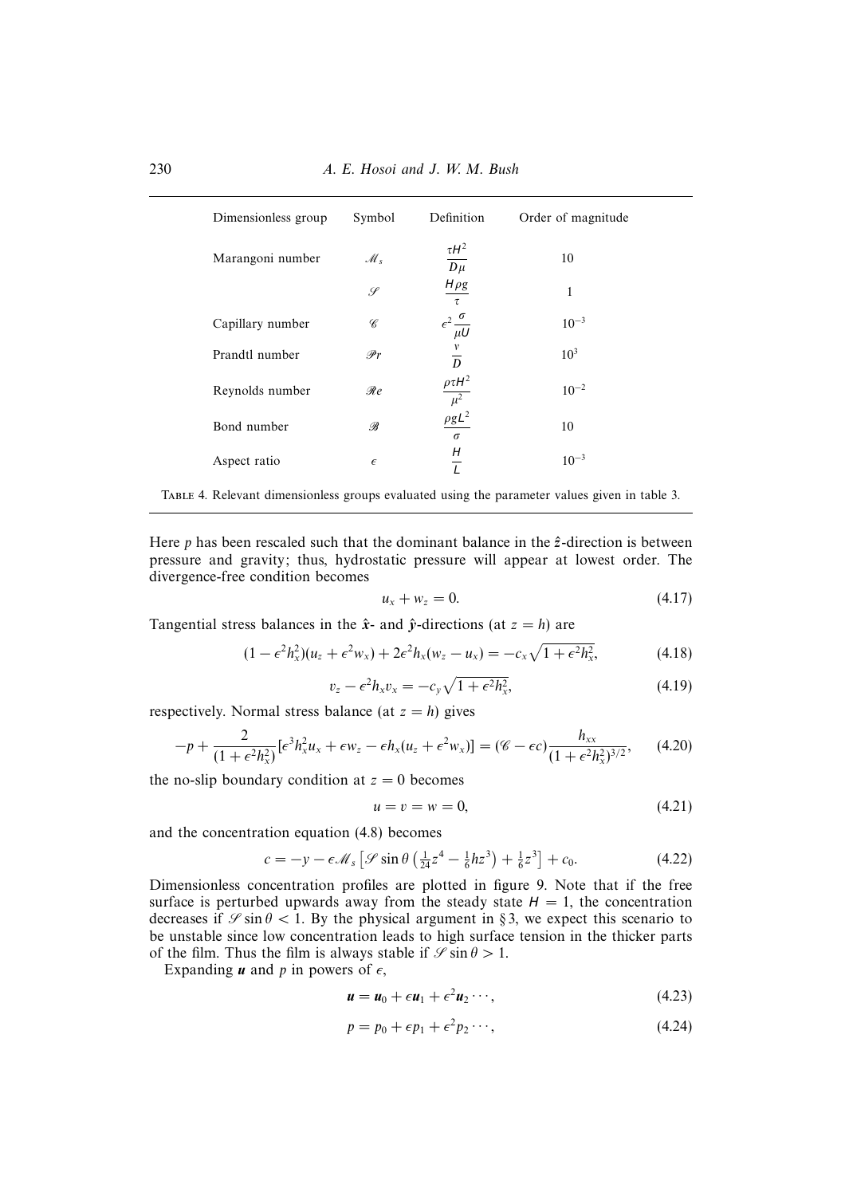| Dimensionless group | Symbol | Definition | Order of magnitude |
| --- | --- | --- | --- |
| Marangoni number | $\mathscr{M}_s$ | $\dfrac{\tau H^2}{D\mu}$ | 10 |
| | $\mathscr{S}$ | $\dfrac{H\rho g}{\tau}$ | 1 |
| Capillary number | $\mathscr{C}$ | $\epsilon^2 \dfrac{\sigma}{\mu U}$ | $10^{-3}$ |
| Prandtl number | $\mathscr{P}r$ | $\dfrac{\nu}{D}$ | $10^3$ |
| Reynolds number | $\mathscr{R}e$ | $\dfrac{\rho \tau H^2}{\mu^2}$ | $10^{-2}$ |
| Bond number | $\mathscr{B}$ | $\dfrac{\rho g L^2}{\sigma}$ | 10 |
| Aspect ratio | $\epsilon$ | $\dfrac{H}{L}$ | $10^{-3}$ |

TABLE 4. Relevant dimensionless groups evaluated using the parameter values given in table 3.

Here $p$ has been rescaled such that the dominant balance in the $\hat{\boldsymbol{z}}$-direction is between pressure and gravity; thus, hydrostatic pressure will appear at lowest order. The divergence-free condition becomes

$$u_x + w_z = 0. \tag{4.17}$$

Tangential stress balances in the $\hat{\boldsymbol{x}}$- and $\hat{\boldsymbol{y}}$-directions (at $z = h$) are

$$(1 - \epsilon^2 h_x^2)(u_z + \epsilon^2 w_x) + 2\epsilon^2 h_x (w_z - u_x) = -c_x \sqrt{1 + \epsilon^2 h_x^2}, \tag{4.18}$$

$$v_z - \epsilon^2 h_x v_x = -c_y \sqrt{1 + \epsilon^2 h_x^2}, \tag{4.19}$$

respectively. Normal stress balance (at $z = h$) gives

$$-p + \frac{2}{(1 + \epsilon^2 h_x^2)}[\epsilon^3 h_x^2 u_x + \epsilon w_z - \epsilon h_x (u_z + \epsilon^2 w_x)] = (\mathscr{C} - \epsilon c)\frac{h_{xx}}{(1 + \epsilon^2 h_x^2)^{3/2}}, \tag{4.20}$$

the no-slip boundary condition at $z = 0$ becomes

$$u = v = w = 0, \tag{4.21}$$

and the concentration equation (4.8) becomes

$$c = -y - \epsilon \mathscr{M}_s \left[ \mathscr{S} \sin\theta \left( \tfrac{1}{24} z^4 - \tfrac{1}{6} h z^3 \right) + \tfrac{1}{6} z^3 \right] + c_0. \tag{4.22}$$

Dimensionless concentration profiles are plotted in figure 9. Note that if the free surface is perturbed upwards away from the steady state $H = 1$, the concentration decreases if $\mathscr{S} \sin\theta < 1$. By the physical argument in §3, we expect this scenario to be unstable since low concentration leads to high surface tension in the thicker parts of the film. Thus the film is always stable if $\mathscr{S} \sin\theta > 1$.

Expanding $\boldsymbol{u}$ and $p$ in powers of $\epsilon$,

$$\boldsymbol{u} = \boldsymbol{u}_0 + \epsilon \boldsymbol{u}_1 + \epsilon^2 \boldsymbol{u}_2 \cdots, \tag{4.23}$$

$$p = p_0 + \epsilon p_1 + \epsilon^2 p_2 \cdots, \tag{4.24}$$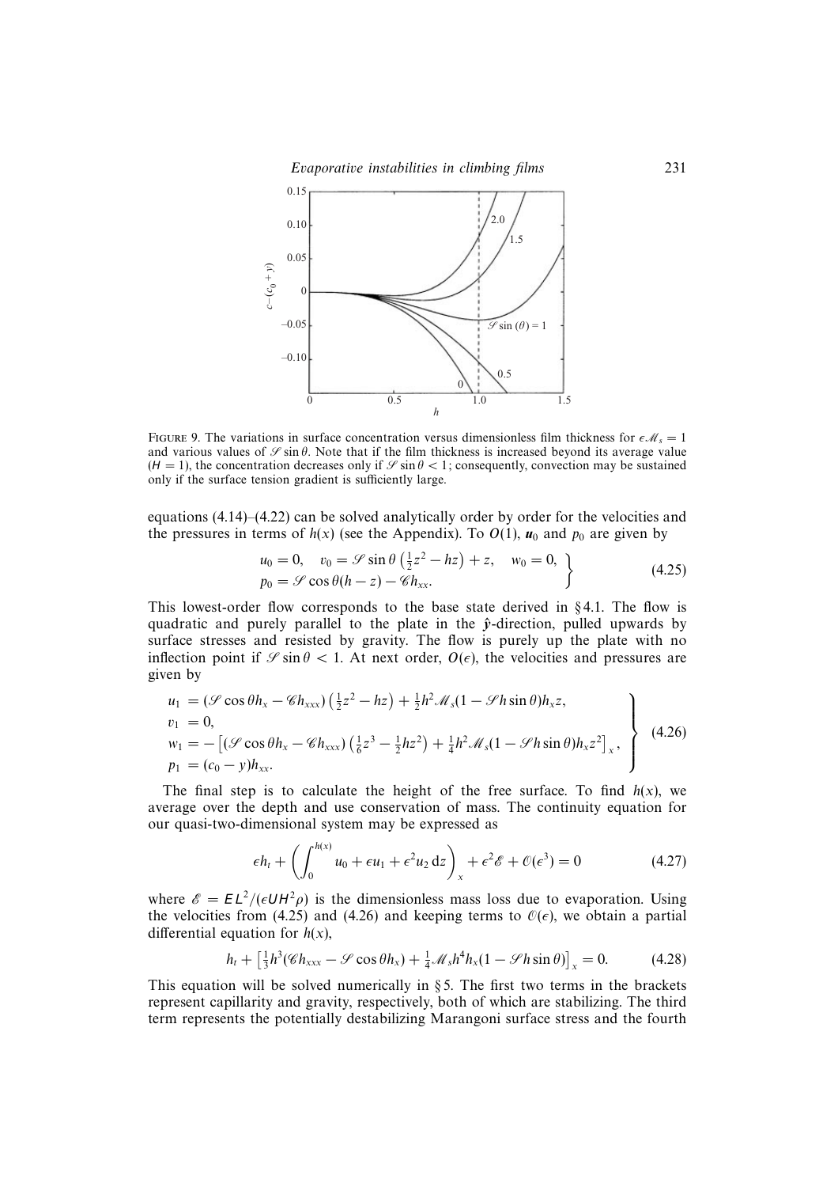FIGURE 9. The variations in surface concentration versus dimensionless film thickness for $\epsilon \mathscr{M}_s = 1$ and various values of $\mathscr{S} \sin\theta$. Note that if the film thickness is increased beyond its average value ($H = 1$), the concentration decreases only if $\mathscr{S} \sin\theta < 1$; consequently, convection may be sustained only if the surface tension gradient is sufficiently large.

equations (4.14)–(4.22) can be solved analytically order by order for the velocities and the pressures in terms of $h(x)$ (see the Appendix). To $O(1)$, $\boldsymbol{u}_0$ and $p_0$ are given by

$$\left. \begin{aligned} &u_0 = 0, \quad v_0 = \mathscr{S} \sin\theta \left(\tfrac{1}{2}z^2 - hz\right) + z, \quad w_0 = 0, \\ &p_0 = \mathscr{S} \cos\theta (h - z) - \mathscr{C} h_{xx}. \end{aligned} \right\} \tag{4.25}$$

This lowest-order flow corresponds to the base state derived in §4.1. The flow is quadratic and purely parallel to the plate in the $\hat{\boldsymbol{y}}$-direction, pulled upwards by surface stresses and resisted by gravity. The flow is purely up the plate with no inflection point if $\mathscr{S} \sin\theta < 1$. At next order, $O(\epsilon)$, the velocities and pressures are given by

$$\left. \begin{aligned} u_1 &= (\mathscr{S} \cos\theta h_x - \mathscr{C} h_{xxx})\left(\tfrac{1}{2}z^2 - hz\right) + \tfrac{1}{2}h^2 \mathscr{M}_s (1 - \mathscr{S} h \sin\theta) h_x z, \\ v_1 &= 0, \\ w_1 &= -\left[(\mathscr{S} \cos\theta h_x - \mathscr{C} h_{xxx})\left(\tfrac{1}{6}z^3 - \tfrac{1}{2}hz^2\right) + \tfrac{1}{4}h^2 \mathscr{M}_s (1 - \mathscr{S} h \sin\theta) h_x z^2\right]_x, \\ p_1 &= (c_0 - y) h_{xx}. \end{aligned} \right\} \tag{4.26}$$

The final step is to calculate the height of the free surface. To find $h(x)$, we average over the depth and use conservation of mass. The continuity equation for our quasi-two-dimensional system may be expressed as

$$\epsilon h_t + \left( \int_0^{h(x)} u_0 + \epsilon u_1 + \epsilon^2 u_2 \, \mathrm{d}z \right)_x + \epsilon^2 \mathscr{E} + \mathscr{O}(\epsilon^3) = 0 \tag{4.27}$$

where $\mathscr{E} = EL^2/(\epsilon U H^2 \rho)$ is the dimensionless mass loss due to evaporation. Using the velocities from (4.25) and (4.26) and keeping terms to $\mathscr{O}(\epsilon)$, we obtain a partial differential equation for $h(x)$,

$$h_t + \left[\tfrac{1}{3}h^3(\mathscr{C} h_{xxx} - \mathscr{S} \cos\theta h_x) + \tfrac{1}{4}\mathscr{M}_s h^4 h_x (1 - \mathscr{S} h \sin\theta)\right]_x = 0. \tag{4.28}$$

This equation will be solved numerically in §5. The first two terms in the brackets represent capillarity and gravity, respectively, both of which are stabilizing. The third term represents the potentially destabilizing Marangoni surface stress and the fourth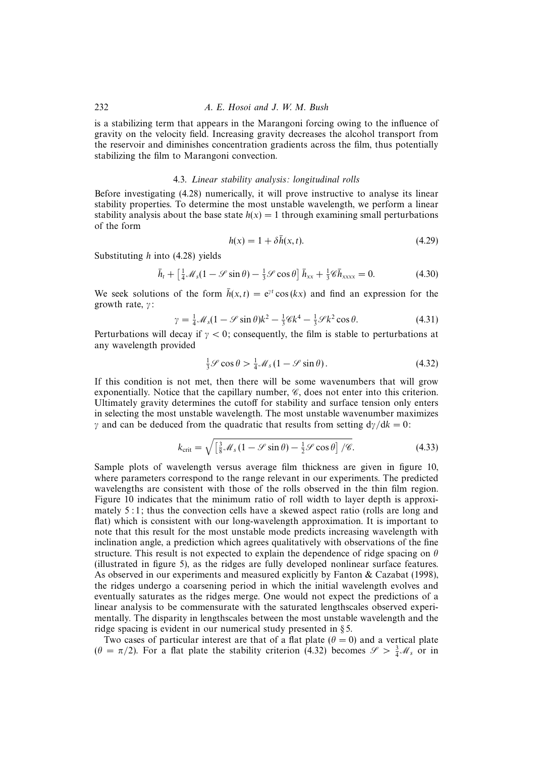is a stabilizing term that appears in the Marangoni forcing owing to the influence of gravity on the velocity field. Increasing gravity decreases the alcohol transport from the reservoir and diminishes concentration gradients across the film, thus potentially stabilizing the film to Marangoni convection.

### 4.3. *Linear stability analysis: longitudinal rolls*

Before investigating (4.28) numerically, it will prove instructive to analyse its linear stability properties. To determine the most unstable wavelength, we perform a linear stability analysis about the base state $h(x) = 1$ through examining small perturbations of the form

$$h(x) = 1 + \delta \bar{h}(x, t). \tag{4.29}$$

Substituting $h$ into (4.28) yields

$$\bar{h}_t + \left[\tfrac{1}{4}\mathscr{M}_s(1 - \mathscr{S}\sin\theta) - \tfrac{1}{3}\mathscr{S}\cos\theta\right]\bar{h}_{xx} + \tfrac{1}{3}\mathscr{C}\bar{h}_{xxxx} = 0. \tag{4.30}$$

We seek solutions of the form $\bar{h}(x, t) = e^{\gamma t}\cos(kx)$ and find an expression for the growth rate, $\gamma$:

$$\gamma = \tfrac{1}{4}\mathscr{M}_s(1 - \mathscr{S}\sin\theta)k^2 - \tfrac{1}{3}\mathscr{C}k^4 - \tfrac{1}{3}\mathscr{S}k^2\cos\theta. \tag{4.31}$$

Perturbations will decay if $\gamma < 0$; consequently, the film is stable to perturbations at any wavelength provided

$$\tfrac{1}{3}\mathscr{S}\cos\theta > \tfrac{1}{4}\mathscr{M}_s(1 - \mathscr{S}\sin\theta). \tag{4.32}$$

If this condition is not met, then there will be some wavenumbers that will grow exponentially. Notice that the capillary number, $\mathscr{C}$, does not enter into this criterion. Ultimately gravity determines the cutoff for stability and surface tension only enters in selecting the most unstable wavelength. The most unstable wavenumber maximizes $\gamma$ and can be deduced from the quadratic that results from setting $d\gamma/dk = 0$:

$$k_{\text{crit}} = \sqrt{\left[\tfrac{3}{8}\mathscr{M}_s(1 - \mathscr{S}\sin\theta) - \tfrac{1}{2}\mathscr{S}\cos\theta\right]/\mathscr{C}}. \tag{4.33}$$

Sample plots of wavelength versus average film thickness are given in figure 10, where parameters correspond to the range relevant in our experiments. The predicted wavelengths are consistent with those of the rolls observed in the thin film region. Figure 10 indicates that the minimum ratio of roll width to layer depth is approximately 5 : 1; thus the convection cells have a skewed aspect ratio (rolls are long and flat) which is consistent with our long-wavelength approximation. It is important to note that this result for the most unstable mode predicts increasing wavelength with inclination angle, a prediction which agrees qualitatively with observations of the fine structure. This result is not expected to explain the dependence of ridge spacing on $\theta$ (illustrated in figure 5), as the ridges are fully developed nonlinear surface features. As observed in our experiments and measured explicitly by Fanton & Cazabat (1998), the ridges undergo a coarsening period in which the initial wavelength evolves and eventually saturates as the ridges merge. One would not expect the predictions of a linear analysis to be commensurate with the saturated lengthscales observed experimentally. The disparity in lengthscales between the most unstable wavelength and the ridge spacing is evident in our numerical study presented in § 5.

Two cases of particular interest are that of a flat plate ($\theta = 0$) and a vertical plate ($\theta = \pi/2$). For a flat plate the stability criterion (4.32) becomes $\mathscr{S} > \frac{3}{4}\mathscr{M}_s$ or in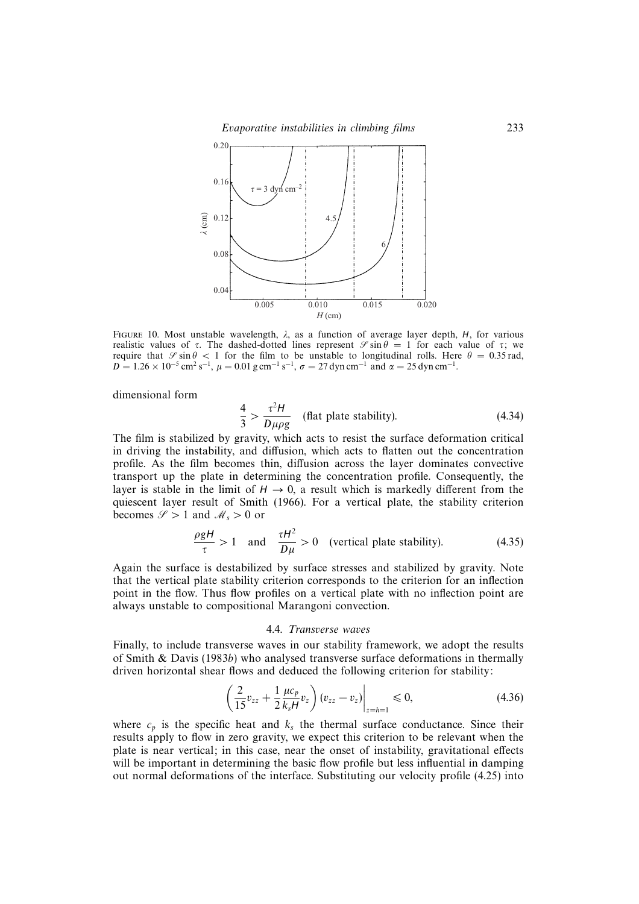FIGURE 10. Most unstable wavelength, $\lambda$, as a function of average layer depth, $H$, for various realistic values of $\tau$. The dashed-dotted lines represent $\mathscr{S}\sin\theta = 1$ for each value of $\tau$; we require that $\mathscr{S}\sin\theta < 1$ for the film to be unstable to longitudinal rolls. Here $\theta = 0.35$ rad, $D = 1.26 \times 10^{-5}\,\mathrm{cm^2\,s^{-1}}$, $\mu = 0.01\,\mathrm{g\,cm^{-1}\,s^{-1}}$, $\sigma = 27\,\mathrm{dyn\,cm^{-1}}$ and $\alpha = 25\,\mathrm{dyn\,cm^{-1}}$.

dimensional form

$$\frac{4}{3} > \frac{\tau^2 H}{D\mu\rho g} \quad \text{(flat plate stability).} \tag{4.34}$$

The film is stabilized by gravity, which acts to resist the surface deformation critical in driving the instability, and diffusion, which acts to flatten out the concentration profile. As the film becomes thin, diffusion across the layer dominates convective transport up the plate in determining the concentration profile. Consequently, the layer is stable in the limit of $H \to 0$, a result which is markedly different from the quiescent layer result of Smith (1966). For a vertical plate, the stability criterion becomes $\mathscr{S} > 1$ and $\mathscr{M}_s > 0$ or

$$\frac{\rho g H}{\tau} > 1 \quad \text{and} \quad \frac{\tau H^2}{D\mu} > 0 \quad \text{(vertical plate stability).} \tag{4.35}$$

Again the surface is destabilized by surface stresses and stabilized by gravity. Note that the vertical plate stability criterion corresponds to the criterion for an inflection point in the flow. Thus flow profiles on a vertical plate with no inflection point are always unstable to compositional Marangoni convection.

### 4.4. *Transverse waves*

Finally, to include transverse waves in our stability framework, we adopt the results of Smith & Davis (1983*b*) who analysed transverse surface deformations in thermally driven horizontal shear flows and deduced the following criterion for stability:

$$\left(\frac{2}{15}v_{zz} + \frac{1}{2}\frac{\mu c_p}{k_s H}v_z\right)(v_{zz} - v_z)\bigg|_{z=h=1} \leqslant 0, \tag{4.36}$$

where $c_p$ is the specific heat and $k_s$ the thermal surface conductance. Since their results apply to flow in zero gravity, we expect this criterion to be relevant when the plate is near vertical; in this case, near the onset of instability, gravitational effects will be important in determining the basic flow profile but less influential in damping out normal deformations of the interface. Substituting our velocity profile (4.25) into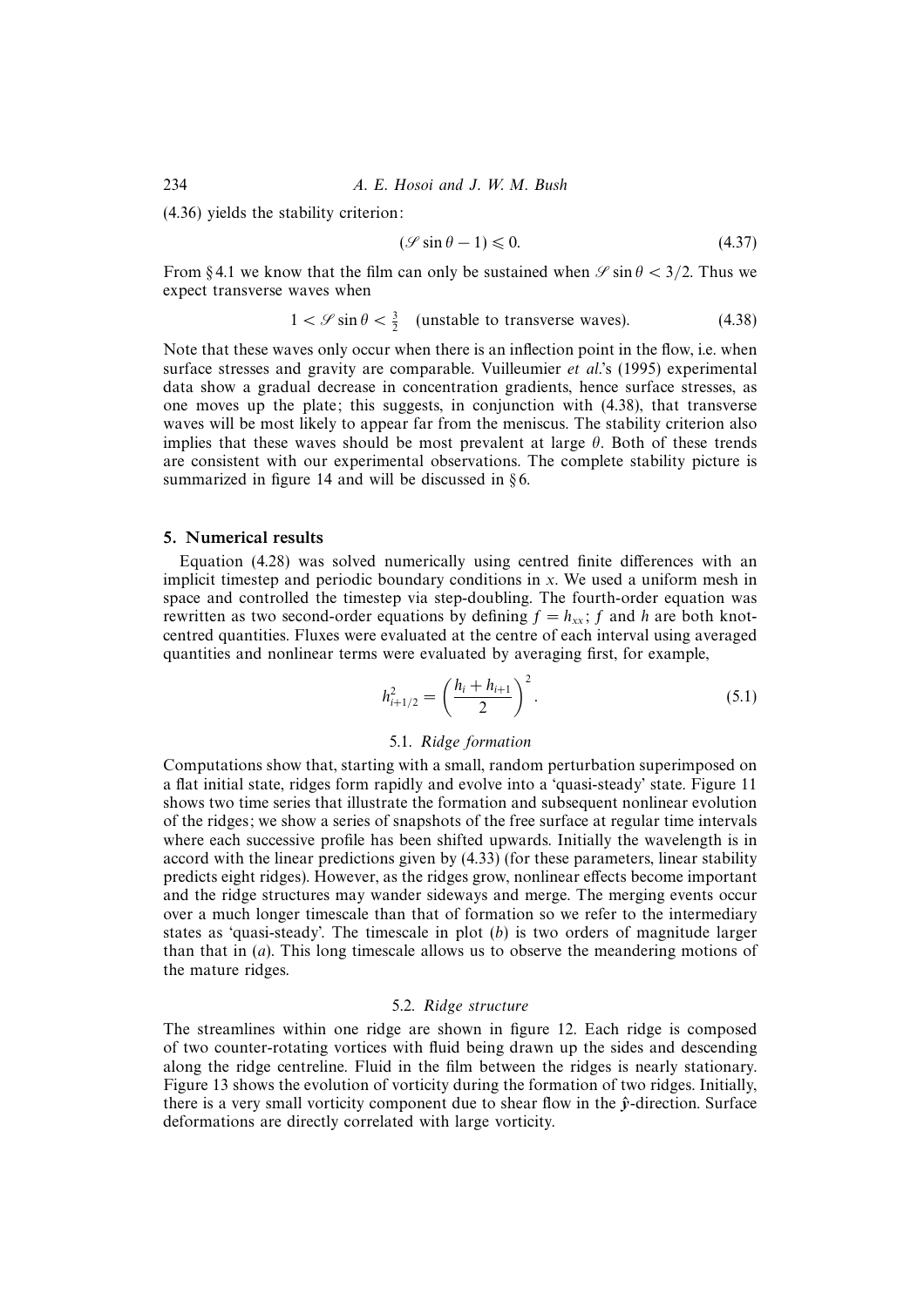(4.36) yields the stability criterion:

$$(\mathscr{S}\sin\theta - 1) \leqslant 0. \tag{4.37}$$

From §4.1 we know that the film can only be sustained when $\mathscr{S}\sin\theta < 3/2$. Thus we expect transverse waves when

$$1 < \mathscr{S}\sin\theta < \tfrac{3}{2} \quad \text{(unstable to transverse waves).} \tag{4.38}$$

Note that these waves only occur when there is an inflection point in the flow, i.e. when surface stresses and gravity are comparable. Vuilleumier *et al.*'s (1995) experimental data show a gradual decrease in concentration gradients, hence surface stresses, as one moves up the plate; this suggests, in conjunction with (4.38), that transverse waves will be most likely to appear far from the meniscus. The stability criterion also implies that these waves should be most prevalent at large $\theta$. Both of these trends are consistent with our experimental observations. The complete stability picture is summarized in figure 14 and will be discussed in §6.

## 5. Numerical results

Equation (4.28) was solved numerically using centred finite differences with an implicit timestep and periodic boundary conditions in $x$. We used a uniform mesh in space and controlled the timestep via step-doubling. The fourth-order equation was rewritten as two second-order equations by defining $f = h_{xx}$; $f$ and $h$ are both knot-centred quantities. Fluxes were evaluated at the centre of each interval using averaged quantities and nonlinear terms were evaluated by averaging first, for example,

$$h_{i+1/2}^2 = \left(\frac{h_i + h_{i+1}}{2}\right)^2. \tag{5.1}$$

### 5.1. *Ridge formation*

Computations show that, starting with a small, random perturbation superimposed on a flat initial state, ridges form rapidly and evolve into a 'quasi-steady' state. Figure 11 shows two time series that illustrate the formation and subsequent nonlinear evolution of the ridges; we show a series of snapshots of the free surface at regular time intervals where each successive profile has been shifted upwards. Initially the wavelength is in accord with the linear predictions given by (4.33) (for these parameters, linear stability predicts eight ridges). However, as the ridges grow, nonlinear effects become important and the ridge structures may wander sideways and merge. The merging events occur over a much longer timescale than that of formation so we refer to the intermediary states as 'quasi-steady'. The timescale in plot (*b*) is two orders of magnitude larger than that in (*a*). This long timescale allows us to observe the meandering motions of the mature ridges.

### 5.2. *Ridge structure*

The streamlines within one ridge are shown in figure 12. Each ridge is composed of two counter-rotating vortices with fluid being drawn up the sides and descending along the ridge centreline. Fluid in the film between the ridges is nearly stationary. Figure 13 shows the evolution of vorticity during the formation of two ridges. Initially, there is a very small vorticity component due to shear flow in the $\hat{\boldsymbol{y}}$-direction. Surface deformations are directly correlated with large vorticity.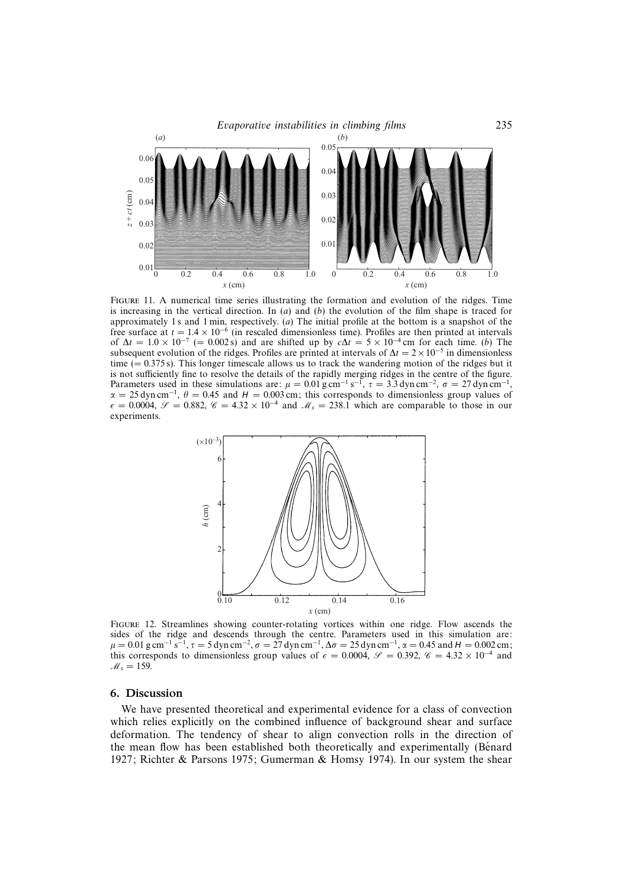FIGURE 11. A numerical time series illustrating the formation and evolution of the ridges. Time is increasing in the vertical direction. In (*a*) and (*b*) the evolution of the film shape is traced for approximately 1 s and 1 min, respectively. (*a*) The initial profile at the bottom is a snapshot of the free surface at $t = 1.4 \times 10^{-6}$ (in rescaled dimensionless time). Profiles are then printed at intervals of $\Delta t = 1.0 \times 10^{-7}$ ($= 0.002$ s) and are shifted up by $c\Delta t = 5 \times 10^{-4}$ cm for each time. (*b*) The subsequent evolution of the ridges. Profiles are printed at intervals of $\Delta t = 2 \times 10^{-5}$ in dimensionless time ($= 0.375$ s). This longer timescale allows us to track the wandering motion of the ridges but it is not sufficiently fine to resolve the details of the rapidly merging ridges in the centre of the figure. Parameters used in these simulations are: $\mu = 0.01$ g cm$^{-1}$ s$^{-1}$, $\tau = 3.3$ dyn cm$^{-2}$, $\sigma = 27$ dyn cm$^{-1}$, $\alpha = 25$ dyn cm$^{-1}$, $\theta = 0.45$ and $H = 0.003$ cm; this corresponds to dimensionless group values of $\epsilon = 0.0004$, $\mathscr{S} = 0.882$, $\mathscr{C} = 4.32 \times 10^{-4}$ and $\mathscr{M}_s = 238.1$ which are comparable to those in our experiments.

FIGURE 12. Streamlines showing counter-rotating vortices within one ridge. Flow ascends the sides of the ridge and descends through the centre. Parameters used in this simulation are: $\mu = 0.01$ g cm$^{-1}$ s$^{-1}$, $\tau = 5$ dyn cm$^{-2}$, $\sigma = 27$ dyn cm$^{-1}$, $\Delta\sigma = 25$ dyn cm$^{-1}$, $\alpha = 0.45$ and $H = 0.002$ cm; this corresponds to dimensionless group values of $\epsilon = 0.0004$, $\mathscr{S} = 0.392$, $\mathscr{C} = 4.32 \times 10^{-4}$ and $\mathscr{M}_s = 159$.

## 6. Discussion

We have presented theoretical and experimental evidence for a class of convection which relies explicitly on the combined influence of background shear and surface deformation. The tendency of shear to align convection rolls in the direction of the mean flow has been established both theoretically and experimentally (Bénard 1927; Richter & Parsons 1975; Gumerman & Homsy 1974). In our system the shear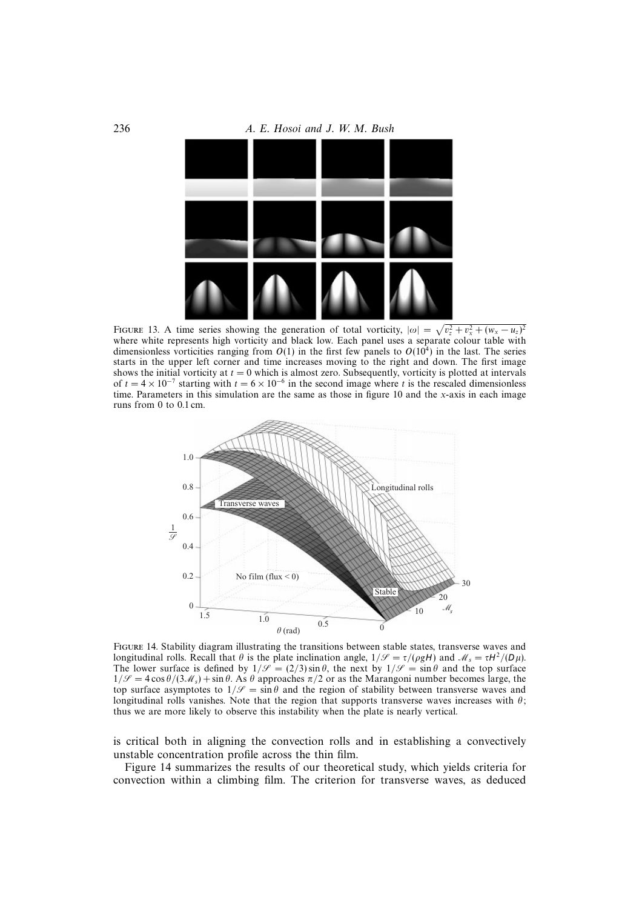FIGURE 13. A time series showing the generation of total vorticity, $|\omega| = \sqrt{v_z^2 + v_x^2 + (w_x - u_z)^2}$ where white represents high vorticity and black low. Each panel uses a separate colour table with dimensionless vorticities ranging from $O(1)$ in the first few panels to $O(10^4)$ in the last. The series starts in the upper left corner and time increases moving to the right and down. The first image shows the initial vorticity at $t = 0$ which is almost zero. Subsequently, vorticity is plotted at intervals of $t = 4 \times 10^{-7}$ starting with $t = 6 \times 10^{-6}$ in the second image where $t$ is the rescaled dimensionless time. Parameters in this simulation are the same as those in figure 10 and the $x$-axis in each image runs from 0 to 0.1 cm.

FIGURE 14. Stability diagram illustrating the transitions between stable states, transverse waves and longitudinal rolls. Recall that $\theta$ is the plate inclination angle, $1/\mathscr{S} = \tau/(\rho g H)$ and $\mathscr{M}_s = \tau H^2/(D\mu)$. The lower surface is defined by $1/\mathscr{S} = (2/3)\sin\theta$, the next by $1/\mathscr{S} = \sin\theta$ and the top surface $1/\mathscr{S} = 4\cos\theta/(3\mathscr{M}_s) + \sin\theta$. As $\theta$ approaches $\pi/2$ or as the Marangoni number becomes large, the top surface asymptotes to $1/\mathscr{S} = \sin\theta$ and the region of stability between transverse waves and longitudinal rolls vanishes. Note that the region that supports transverse waves increases with $\theta$; thus we are more likely to observe this instability when the plate is nearly vertical.

is critical both in aligning the convection rolls and in establishing a convectively unstable concentration profile across the thin film.

Figure 14 summarizes the results of our theoretical study, which yields criteria for convection within a climbing film. The criterion for transverse waves, as deduced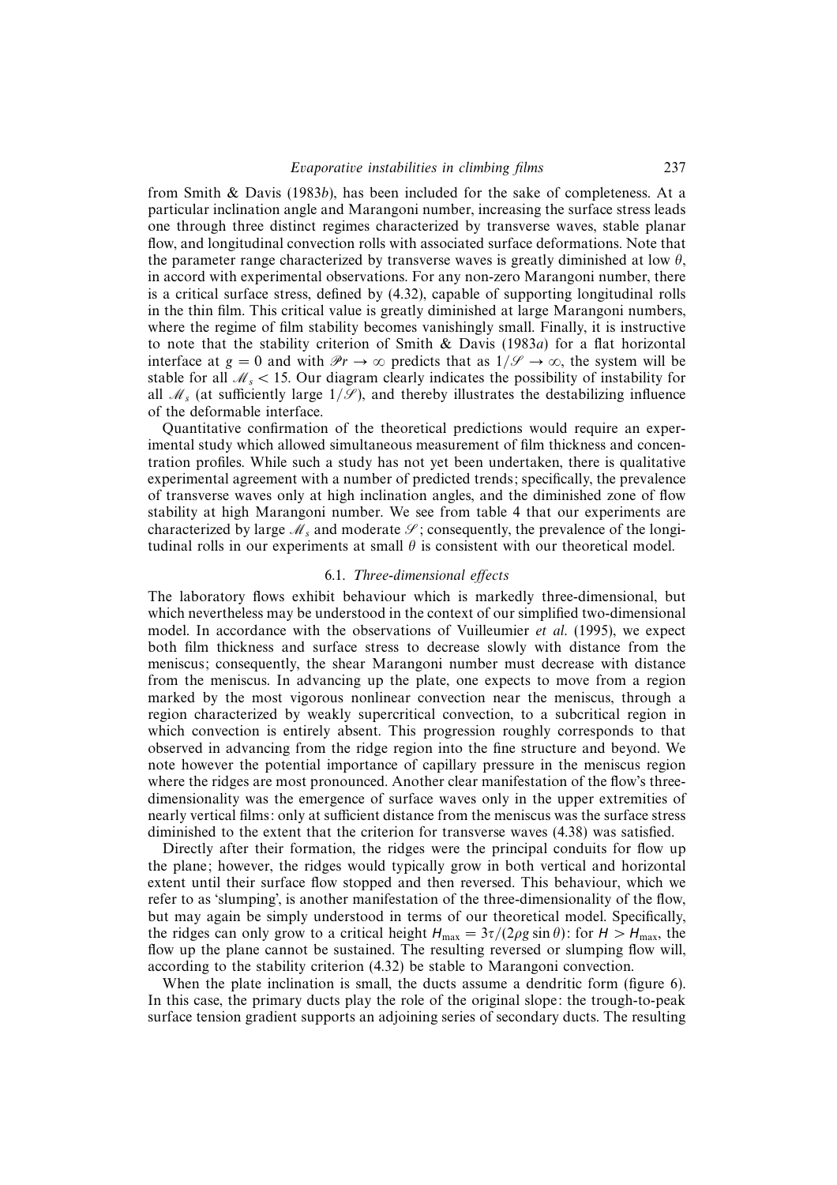from Smith & Davis (1983*b*), has been included for the sake of completeness. At a particular inclination angle and Marangoni number, increasing the surface stress leads one through three distinct regimes characterized by transverse waves, stable planar flow, and longitudinal convection rolls with associated surface deformations. Note that the parameter range characterized by transverse waves is greatly diminished at low $\theta$, in accord with experimental observations. For any non-zero Marangoni number, there is a critical surface stress, defined by (4.32), capable of supporting longitudinal rolls in the thin film. This critical value is greatly diminished at large Marangoni numbers, where the regime of film stability becomes vanishingly small. Finally, it is instructive to note that the stability criterion of Smith & Davis (1983*a*) for a flat horizontal interface at $g = 0$ and with $\mathscr{P}r \to \infty$ predicts that as $1/\mathscr{S} \to \infty$, the system will be stable for all $\mathscr{M}_s < 15$. Our diagram clearly indicates the possibility of instability for all $\mathscr{M}_s$ (at sufficiently large $1/\mathscr{S}$), and thereby illustrates the destabilizing influence of the deformable interface.

Quantitative confirmation of the theoretical predictions would require an experimental study which allowed simultaneous measurement of film thickness and concentration profiles. While such a study has not yet been undertaken, there is qualitative experimental agreement with a number of predicted trends; specifically, the prevalence of transverse waves only at high inclination angles, and the diminished zone of flow stability at high Marangoni number. We see from table 4 that our experiments are characterized by large $\mathscr{M}_s$ and moderate $\mathscr{S}$; consequently, the prevalence of the longitudinal rolls in our experiments at small $\theta$ is consistent with our theoretical model.

### 6.1. *Three-dimensional effects*

The laboratory flows exhibit behaviour which is markedly three-dimensional, but which nevertheless may be understood in the context of our simplified two-dimensional model. In accordance with the observations of Vuilleumier *et al.* (1995), we expect both film thickness and surface stress to decrease slowly with distance from the meniscus; consequently, the shear Marangoni number must decrease with distance from the meniscus. In advancing up the plate, one expects to move from a region marked by the most vigorous nonlinear convection near the meniscus, through a region characterized by weakly supercritical convection, to a subcritical region in which convection is entirely absent. This progression roughly corresponds to that observed in advancing from the ridge region into the fine structure and beyond. We note however the potential importance of capillary pressure in the meniscus region where the ridges are most pronounced. Another clear manifestation of the flow's three-dimensionality was the emergence of surface waves only in the upper extremities of nearly vertical films: only at sufficient distance from the meniscus was the surface stress diminished to the extent that the criterion for transverse waves (4.38) was satisfied.

Directly after their formation, the ridges were the principal conduits for flow up the plane; however, the ridges would typically grow in both vertical and horizontal extent until their surface flow stopped and then reversed. This behaviour, which we refer to as 'slumping', is another manifestation of the three-dimensionality of the flow, but may again be simply understood in terms of our theoretical model. Specifically, the ridges can only grow to a critical height $H_{max} = 3\tau/(2\rho g \sin\theta)$: for $H > H_{max}$, the flow up the plane cannot be sustained. The resulting reversed or slumping flow will, according to the stability criterion (4.32) be stable to Marangoni convection.

When the plate inclination is small, the ducts assume a dendritic form (figure 6). In this case, the primary ducts play the role of the original slope: the trough-to-peak surface tension gradient supports an adjoining series of secondary ducts. The resulting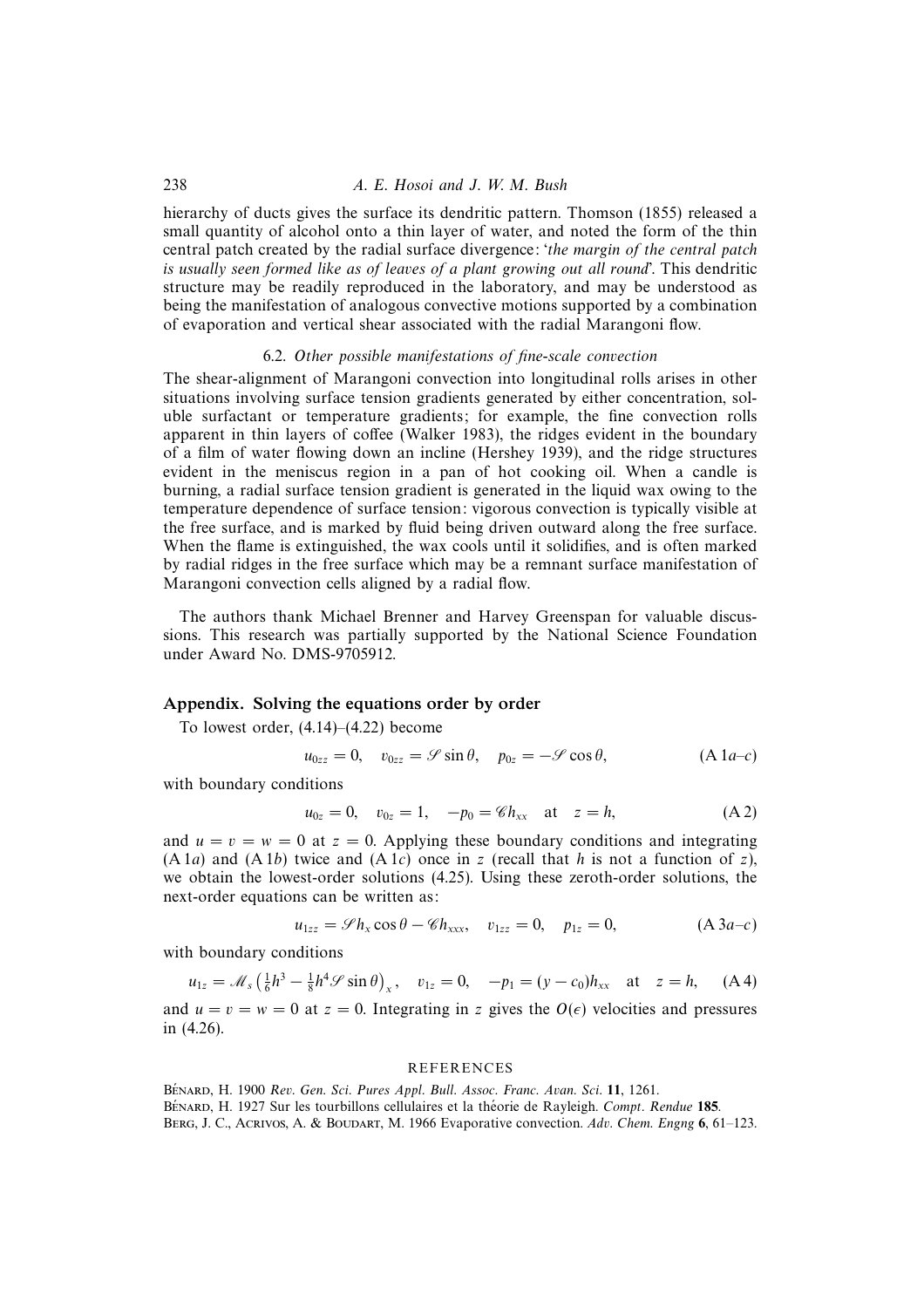hierarchy of ducts gives the surface its dendritic pattern. Thomson (1855) released a small quantity of alcohol onto a thin layer of water, and noted the form of the thin central patch created by the radial surface divergence: '*the margin of the central patch is usually seen formed like as of leaves of a plant growing out all round*'. This dendritic structure may be readily reproduced in the laboratory, and may be understood as being the manifestation of analogous convective motions supported by a combination of evaporation and vertical shear associated with the radial Marangoni flow.

### 6.2. *Other possible manifestations of fine-scale convection*

The shear-alignment of Marangoni convection into longitudinal rolls arises in other situations involving surface tension gradients generated by either concentration, soluble surfactant or temperature gradients; for example, the fine convection rolls apparent in thin layers of coffee (Walker 1983), the ridges evident in the boundary of a film of water flowing down an incline (Hershey 1939), and the ridge structures evident in the meniscus region in a pan of hot cooking oil. When a candle is burning, a radial surface tension gradient is generated in the liquid wax owing to the temperature dependence of surface tension: vigorous convection is typically visible at the free surface, and is marked by fluid being driven outward along the free surface. When the flame is extinguished, the wax cools until it solidifies, and is often marked by radial ridges in the free surface which may be a remnant surface manifestation of Marangoni convection cells aligned by a radial flow.

The authors thank Michael Brenner and Harvey Greenspan for valuable discussions. This research was partially supported by the National Science Foundation under Award No. DMS-9705912.

## Appendix. Solving the equations order by order

To lowest order, (4.14)–(4.22) become

$$u_{0zz} = 0, \quad v_{0zz} = \mathscr{S}\sin\theta, \quad p_{0z} = -\mathscr{S}\cos\theta, \qquad \text{(A 1}a\text{–}c)$$

with boundary conditions

$$u_{0z} = 0, \quad v_{0z} = 1, \quad -p_0 = \mathscr{C}h_{xx} \quad \text{at} \quad z = h, \qquad \text{(A 2)}$$

and $u = v = w = 0$ at $z = 0$. Applying these boundary conditions and integrating (A 1*a*) and (A 1*b*) twice and (A 1*c*) once in $z$ (recall that $h$ is not a function of $z$), we obtain the lowest-order solutions (4.25). Using these zeroth-order solutions, the next-order equations can be written as:

$$u_{1zz} = \mathscr{S}h_x\cos\theta - \mathscr{C}h_{xxx}, \quad v_{1zz} = 0, \quad p_{1z} = 0, \qquad \text{(A 3}a\text{–}c)$$

with boundary conditions

$$u_{1z} = \mathscr{M}_s\left(\tfrac{1}{6}h^3 - \tfrac{1}{8}h^4\mathscr{S}\sin\theta\right)_x, \quad v_{1z} = 0, \quad -p_1 = (y - c_0)h_{xx} \quad \text{at} \quad z = h, \qquad \text{(A 4)}$$

and $u = v = w = 0$ at $z = 0$. Integrating in $z$ gives the $O(\epsilon)$ velocities and pressures in (4.26).

## REFERENCES

Bénard, H. 1900 *Rev. Gen. Sci. Pures Appl. Bull. Assoc. Franc. Avan. Sci.* **11**, 1261.

Bénard, H. 1927 Sur les tourbillons cellulaires et la théorie de Rayleigh. *Compt. Rendue* **185**.

Berg, J. C., Acrivos, A. & Boudart, M. 1966 Evaporative convection. *Adv. Chem. Engng* **6**, 61–123.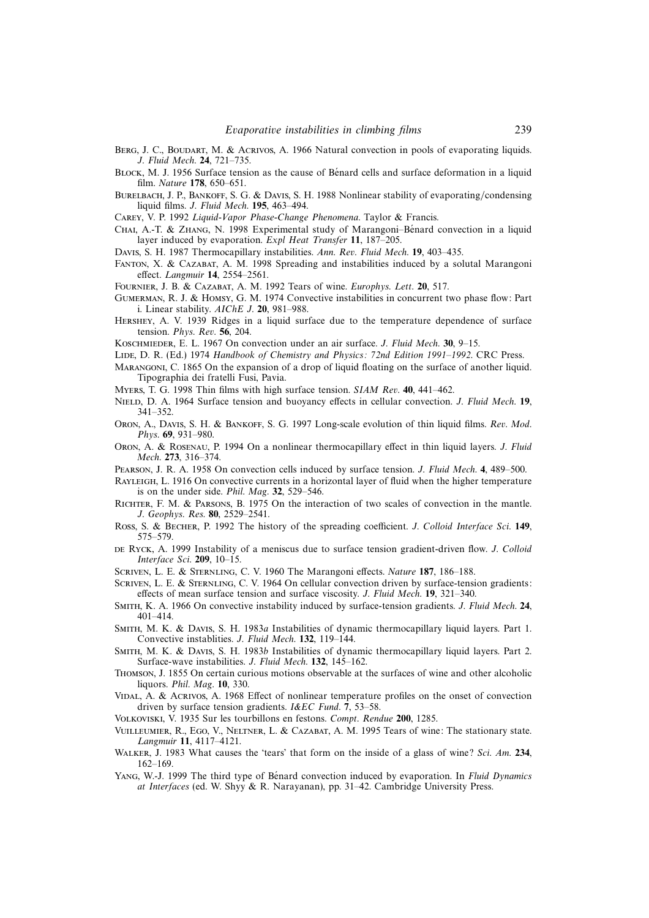Berg, J. C., Boudart, M. & Acrivos, A. 1966 Natural convection in pools of evaporating liquids. *J. Fluid Mech.* **24**, 721–735.

Block, M. J. 1956 Surface tension as the cause of Bénard cells and surface deformation in a liquid film. *Nature* **178**, 650–651.

Burelbach, J. P., Bankoff, S. G. & Davis, S. H. 1988 Nonlinear stability of evaporating/condensing liquid films. *J. Fluid Mech.* **195**, 463–494.

Carey, V. P. 1992 *Liquid-Vapor Phase-Change Phenomena*. Taylor & Francis.

Chai, A.-T. & Zhang, N. 1998 Experimental study of Marangoni–Bénard convection in a liquid layer induced by evaporation. *Expl Heat Transfer* **11**, 187–205.

Davis, S. H. 1987 Thermocapillary instabilities. *Ann. Rev. Fluid Mech.* **19**, 403–435.

Fanton, X. & Cazabat, A. M. 1998 Spreading and instabilities induced by a solutal Marangoni effect. *Langmuir* **14**, 2554–2561.

Fournier, J. B. & Cazabat, A. M. 1992 Tears of wine. *Europhys. Lett*. **20**, 517.

Gumerman, R. J. & Homsy, G. M. 1974 Convective instabilities in concurrent two phase flow: Part i. Linear stability. *AIChE J.* **20**, 981–988.

Hershey, A. V. 1939 Ridges in a liquid surface due to the temperature dependence of surface tension. *Phys. Rev.* **56**, 204.

Koschmieder, E. L. 1967 On convection under an air surface. *J. Fluid Mech.* **30**, 9–15.

Lide, D. R. (Ed.) 1974 *Handbook of Chemistry and Physics: 72nd Edition 1991–1992*. CRC Press.

Marangoni, C. 1865 On the expansion of a drop of liquid floating on the surface of another liquid. Tipographia dei fratelli Fusi, Pavia.

Myers, T. G. 1998 Thin films with high surface tension. *SIAM Rev.* **40**, 441–462.

Nield, D. A. 1964 Surface tension and buoyancy effects in cellular convection. *J. Fluid Mech.* **19**, 341–352.

Oron, A., Davis, S. H. & Bankoff, S. G. 1997 Long-scale evolution of thin liquid films. *Rev. Mod. Phys.* **69**, 931–980.

Oron, A. & Rosenau, P. 1994 On a nonlinear thermocapillary effect in thin liquid layers. *J. Fluid Mech.* **273**, 316–374.

Pearson, J. R. A. 1958 On convection cells induced by surface tension. *J. Fluid Mech.* **4**, 489–500.

Rayleigh, L. 1916 On convective currents in a horizontal layer of fluid when the higher temperature is on the under side. *Phil. Mag.* **32**, 529–546.

Richter, F. M. & Parsons, B. 1975 On the interaction of two scales of convection in the mantle. *J. Geophys. Res.* **80**, 2529–2541.

Ross, S. & Becher, P. 1992 The history of the spreading coefficient. *J. Colloid Interface Sci.* **149**, 575–579.

de Ryck, A. 1999 Instability of a meniscus due to surface tension gradient-driven flow. *J. Colloid Interface Sci.* **209**, 10–15.

Scriven, L. E. & Sternling, C. V. 1960 The Marangoni effects. *Nature* **187**, 186–188.

Scriven, L. E. & Sternling, C. V. 1964 On cellular convection driven by surface-tension gradients: effects of mean surface tension and surface viscosity. *J. Fluid Mech.* **19**, 321–340.

Smith, K. A. 1966 On convective instability induced by surface-tension gradients. *J. Fluid Mech.* **24**, 401–414.

Smith, M. K. & Davis, S. H. 1983*a* Instabilities of dynamic thermocapillary liquid layers. Part 1. Convective instablities. *J. Fluid Mech.* **132**, 119–144.

Smith, M. K. & Davis, S. H. 1983*b* Instabilities of dynamic thermocapillary liquid layers. Part 2. Surface-wave instabilities. *J. Fluid Mech.* **132**, 145–162.

Thomson, J. 1855 On certain curious motions observable at the surfaces of wine and other alcoholic liquors. *Phil. Mag*. **10**, 330.

Vidal, A. & Acrivos, A. 1968 Effect of nonlinear temperature profiles on the onset of convection driven by surface tension gradients. *I&EC Fund*. **7**, 53–58.

Volkoviski, V. 1935 Sur les tourbillons en festons. *Compt. Rendue* **200**, 1285.

Vuilleumier, R., Ego, V., Neltner, L. & Cazabat, A. M. 1995 Tears of wine: The stationary state. *Langmuir* **11**, 4117–4121.

Walker, J. 1983 What causes the 'tears' that form on the inside of a glass of wine? *Sci. Am.* **234**, 162–169.

Yang, W.-J. 1999 The third type of Bénard convection induced by evaporation. In *Fluid Dynamics at Interfaces* (ed. W. Shyy & R. Narayanan), pp. 31–42. Cambridge University Press.